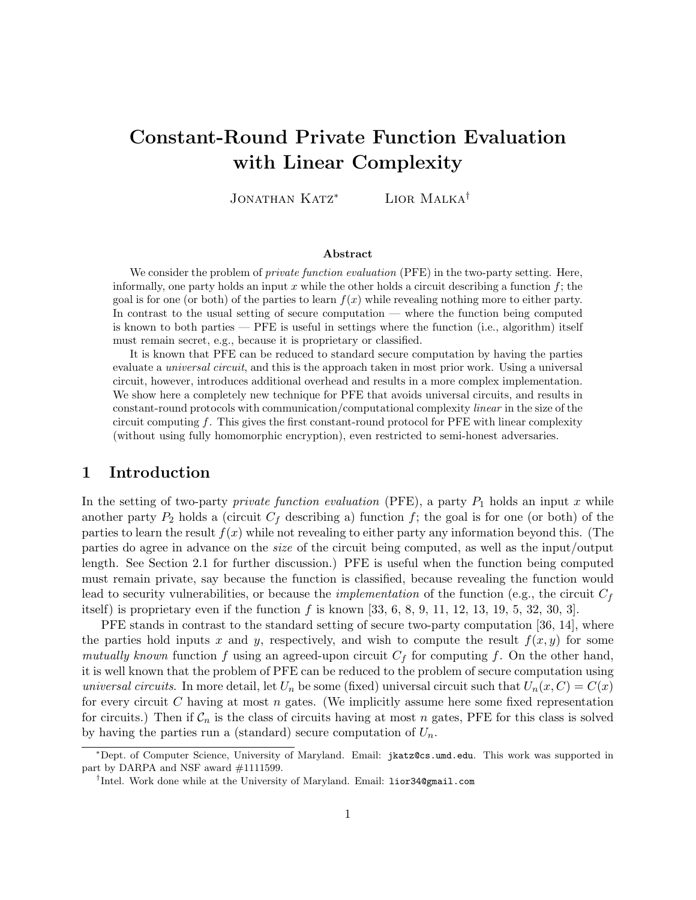# Constant-Round Private Function Evaluation with Linear Complexity

Jonathan Katz[*] Lior Malka[†]

### Abstract

We consider the problem of *private function evaluation* (PFE) in the two-party setting. Here, informally, one party holds an input $x$ while the other holds a circuit describing a function $f$; the goal is for one (or both) of the parties to learn $f(x)$ while revealing nothing more to either party. In contrast to the usual setting of secure computation — where the function being computed is known to both parties — PFE is useful in settings where the function (i.e., algorithm) itself must remain secret, e.g., because it is proprietary or classified.

It is known that PFE can be reduced to standard secure computation by having the parties evaluate a *universal circuit*, and this is the approach taken in most prior work. Using a universal circuit, however, introduces additional overhead and results in a more complex implementation. We show here a completely new technique for PFE that avoids universal circuits, and results in constant-round protocols with communication/computational complexity *linear* in the size of the circuit computing $f$. This gives the first constant-round protocol for PFE with linear complexity (without using fully homomorphic encryption), even restricted to semi-honest adversaries.

## 1 Introduction

In the setting of two-party *private function evaluation* (PFE), a party $P_1$ holds an input $x$ while another party $P_2$ holds a (circuit $C_f$ describing a) function $f$; the goal is for one (or both) of the parties to learn the result $f(x)$ while not revealing to either party any information beyond this. (The parties do agree in advance on the *size* of the circuit being computed, as well as the input/output length. See Section 2.1 for further discussion.) PFE is useful when the function being computed must remain private, say because the function is classified, because revealing the function would lead to security vulnerabilities, or because the *implementation* of the function (e.g., the circuit $C_f$ itself) is proprietary even if the function $f$ is known [33, 6, 8, 9, 11, 12, 13, 19, 5, 32, 30, 3].

PFE stands in contrast to the standard setting of secure two-party computation [36, 14], where the parties hold inputs $x$ and $y$, respectively, and wish to compute the result $f(x, y)$ for some *mutually known* function $f$ using an agreed-upon circuit $C_f$ for computing $f$. On the other hand, it is well known that the problem of PFE can be reduced to the problem of secure computation using *universal circuits*. In more detail, let $U_n$ be some (fixed) universal circuit such that $U_n(x, C) = C(x)$ for every circuit $C$ having at most $n$ gates. (We implicitly assume here some fixed representation for circuits.) Then if $\mathcal{C}_n$ is the class of circuits having at most $n$ gates, PFE for this class is solved by having the parties run a (standard) secure computation of $U_n$.

---

[*] Dept. of Computer Science, University of Maryland. Email: jkatz@cs.umd.edu. This work was supported in part by DARPA and NSF award #1111599.

[†] Intel. Work done while at the University of Maryland. Email: lior34@gmail.com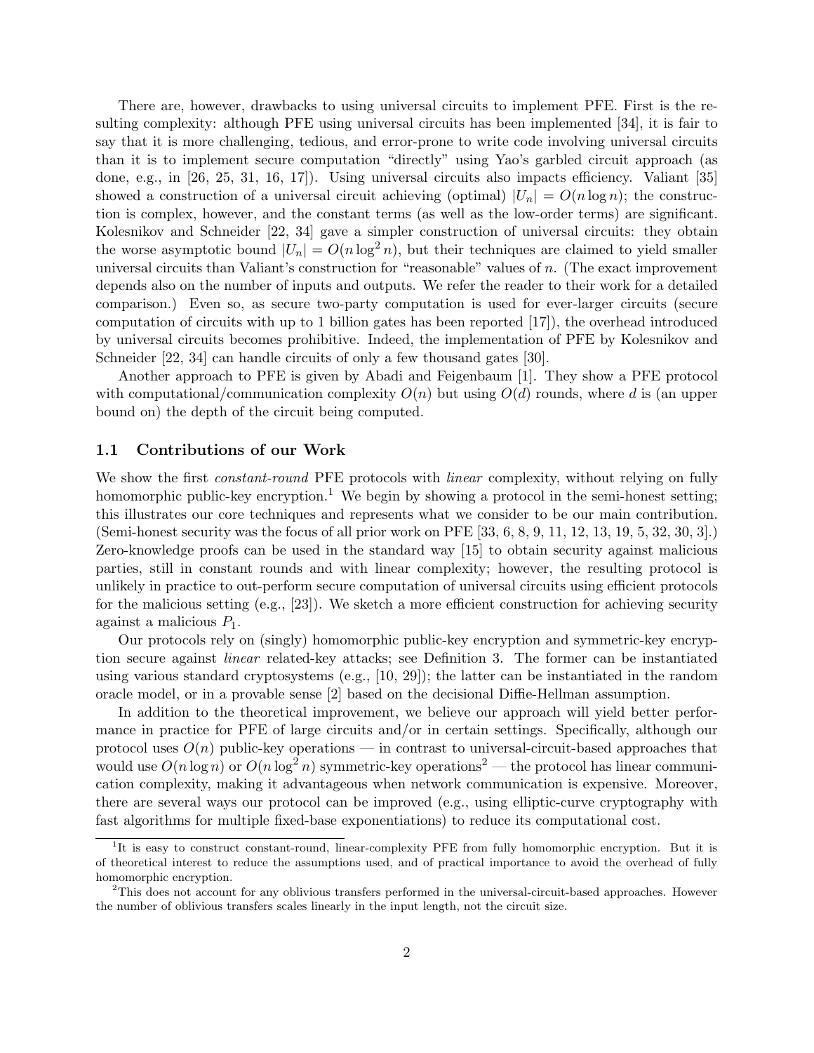There are, however, drawbacks to using universal circuits to implement PFE. First is the resulting complexity: although PFE using universal circuits has been implemented [34], it is fair to say that it is more challenging, tedious, and error-prone to write code involving universal circuits than it is to implement secure computation "directly" using Yao's garbled circuit approach (as done, e.g., in [26, 25, 31, 16, 17]). Using universal circuits also impacts efficiency. Valiant [35] showed a construction of a universal circuit achieving (optimal) $|U_n| = O(n \log n)$; the construction is complex, however, and the constant terms (as well as the low-order terms) are significant. Kolesnikov and Schneider [22, 34] gave a simpler construction of universal circuits: they obtain the worse asymptotic bound $|U_n| = O(n \log^2 n)$, but their techniques are claimed to yield smaller universal circuits than Valiant's construction for "reasonable" values of $n$. (The exact improvement depends also on the number of inputs and outputs. We refer the reader to their work for a detailed comparison.) Even so, as secure two-party computation is used for ever-larger circuits (secure computation of circuits with up to 1 billion gates has been reported [17]), the overhead introduced by universal circuits becomes prohibitive. Indeed, the implementation of PFE by Kolesnikov and Schneider [22, 34] can handle circuits of only a few thousand gates [30].

Another approach to PFE is given by Abadi and Feigenbaum [1]. They show a PFE protocol with computational/communication complexity $O(n)$ but using $O(d)$ rounds, where $d$ is (an upper bound on) the depth of the circuit being computed.

## 1.1 Contributions of our Work

We show the first *constant-round* PFE protocols with *linear* complexity, without relying on fully homomorphic public-key encryption.[1] We begin by showing a protocol in the semi-honest setting; this illustrates our core techniques and represents what we consider to be our main contribution. (Semi-honest security was the focus of all prior work on PFE [33, 6, 8, 9, 11, 12, 13, 19, 5, 32, 30, 3].) Zero-knowledge proofs can be used in the standard way [15] to obtain security against malicious parties, still in constant rounds and with linear complexity; however, the resulting protocol is unlikely in practice to out-perform secure computation of universal circuits using efficient protocols for the malicious setting (e.g., [23]). We sketch a more efficient construction for achieving security against a malicious $P_1$.

Our protocols rely on (singly) homomorphic public-key encryption and symmetric-key encryption secure against *linear* related-key attacks; see Definition 3. The former can be instantiated using various standard cryptosystems (e.g., [10, 29]); the latter can be instantiated in the random oracle model, or in a provable sense [2] based on the decisional Diffie-Hellman assumption.

In addition to the theoretical improvement, we believe our approach will yield better performance in practice for PFE of large circuits and/or in certain settings. Specifically, although our protocol uses $O(n)$ public-key operations — in contrast to universal-circuit-based approaches that would use $O(n \log n)$ or $O(n \log^2 n)$ symmetric-key operations[2] — the protocol has linear communication complexity, making it advantageous when network communication is expensive. Moreover, there are several ways our protocol can be improved (e.g., using elliptic-curve cryptography with fast algorithms for multiple fixed-base exponentiations) to reduce its computational cost.

---

[1] It is easy to construct constant-round, linear-complexity PFE from fully homomorphic encryption. But it is of theoretical interest to reduce the assumptions used, and of practical importance to avoid the overhead of fully homomorphic encryption.

[2] This does not account for any oblivious transfers performed in the universal-circuit-based approaches. However the number of oblivious transfers scales linearly in the input length, not the circuit size.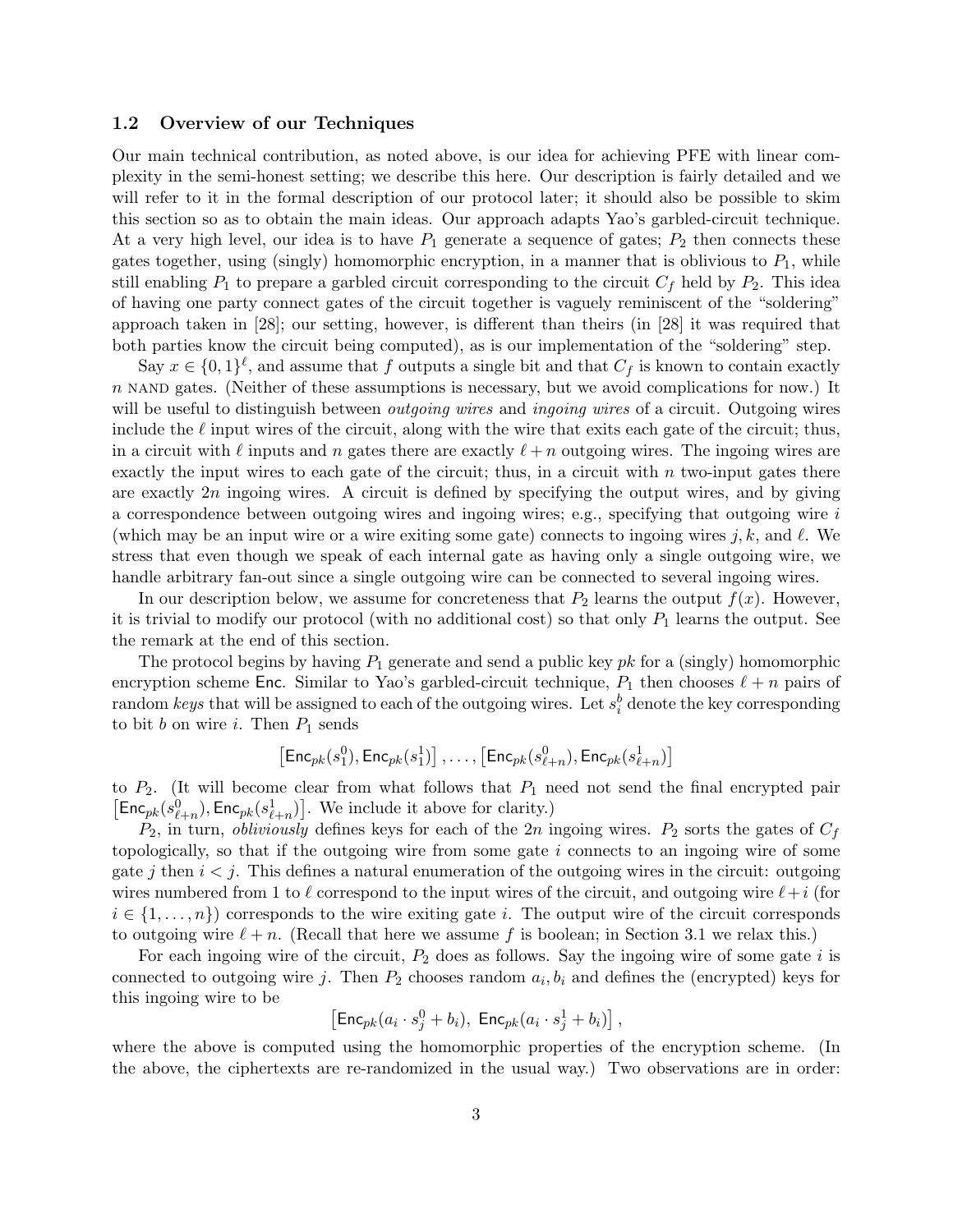### 1.2 Overview of our Techniques

Our main technical contribution, as noted above, is our idea for achieving PFE with linear complexity in the semi-honest setting; we describe this here. Our description is fairly detailed and we will refer to it in the formal description of our protocol later; it should also be possible to skim this section so as to obtain the main ideas. Our approach adapts Yao's garbled-circuit technique. At a very high level, our idea is to have $P_1$ generate a sequence of gates; $P_2$ then connects these gates together, using (singly) homomorphic encryption, in a manner that is oblivious to $P_1$, while still enabling $P_1$ to prepare a garbled circuit corresponding to the circuit $C_f$ held by $P_2$. This idea of having one party connect gates of the circuit together is vaguely reminiscent of the "soldering" approach taken in [28]; our setting, however, is different than theirs (in [28] it was required that both parties know the circuit being computed), as is our implementation of the "soldering" step.

Say $x \in \{0,1\}^\ell$, and assume that $f$ outputs a single bit and that $C_f$ is known to contain exactly $n$ NAND gates. (Neither of these assumptions is necessary, but we avoid complications for now.) It will be useful to distinguish between *outgoing wires* and *ingoing wires* of a circuit. Outgoing wires include the $\ell$ input wires of the circuit, along with the wire that exits each gate of the circuit; thus, in a circuit with $\ell$ inputs and $n$ gates there are exactly $\ell + n$ outgoing wires. The ingoing wires are exactly the input wires to each gate of the circuit; thus, in a circuit with $n$ two-input gates there are exactly $2n$ ingoing wires. A circuit is defined by specifying the output wires, and by giving a correspondence between outgoing wires and ingoing wires; e.g., specifying that outgoing wire $i$ (which may be an input wire or a wire exiting some gate) connects to ingoing wires $j$, $k$, and $\ell$. We stress that even though we speak of each internal gate as having only a single outgoing wire, we handle arbitrary fan-out since a single outgoing wire can be connected to several ingoing wires.

In our description below, we assume for concreteness that $P_2$ learns the output $f(x)$. However, it is trivial to modify our protocol (with no additional cost) so that only $P_1$ learns the output. See the remark at the end of this section.

The protocol begins by having $P_1$ generate and send a public key $pk$ for a (singly) homomorphic encryption scheme $\mathsf{Enc}$. Similar to Yao's garbled-circuit technique, $P_1$ then chooses $\ell + n$ pairs of random *keys* that will be assigned to each of the outgoing wires. Let $s_i^b$ denote the key corresponding to bit $b$ on wire $i$. Then $P_1$ sends

$$\left[\mathsf{Enc}_{pk}(s_1^0), \mathsf{Enc}_{pk}(s_1^1)\right], \ldots, \left[\mathsf{Enc}_{pk}(s_{\ell+n}^0), \mathsf{Enc}_{pk}(s_{\ell+n}^1)\right]$$

to $P_2$. (It will become clear from what follows that $P_1$ need not send the final encrypted pair $\left[\mathsf{Enc}_{pk}(s_{\ell+n}^0), \mathsf{Enc}_{pk}(s_{\ell+n}^1)\right]$. We include it above for clarity.)

$P_2$, in turn, *obliviously* defines keys for each of the $2n$ ingoing wires. $P_2$ sorts the gates of $C_f$ topologically, so that if the outgoing wire from some gate $i$ connects to an ingoing wire of some gate $j$ then $i < j$. This defines a natural enumeration of the outgoing wires in the circuit: outgoing wires numbered from 1 to $\ell$ correspond to the input wires of the circuit, and outgoing wire $\ell + i$ (for $i \in \{1, \ldots, n\}$) corresponds to the wire exiting gate $i$. The output wire of the circuit corresponds to outgoing wire $\ell + n$. (Recall that here we assume $f$ is boolean; in Section 3.1 we relax this.)

For each ingoing wire of the circuit, $P_2$ does as follows. Say the ingoing wire of some gate $i$ is connected to outgoing wire $j$. Then $P_2$ chooses random $a_i, b_i$ and defines the (encrypted) keys for this ingoing wire to be

$$\left[\mathsf{Enc}_{pk}(a_i \cdot s_j^0 + b_i),\ \mathsf{Enc}_{pk}(a_i \cdot s_j^1 + b_i)\right],$$

where the above is computed using the homomorphic properties of the encryption scheme. (In the above, the ciphertexts are re-randomized in the usual way.) Two observations are in order: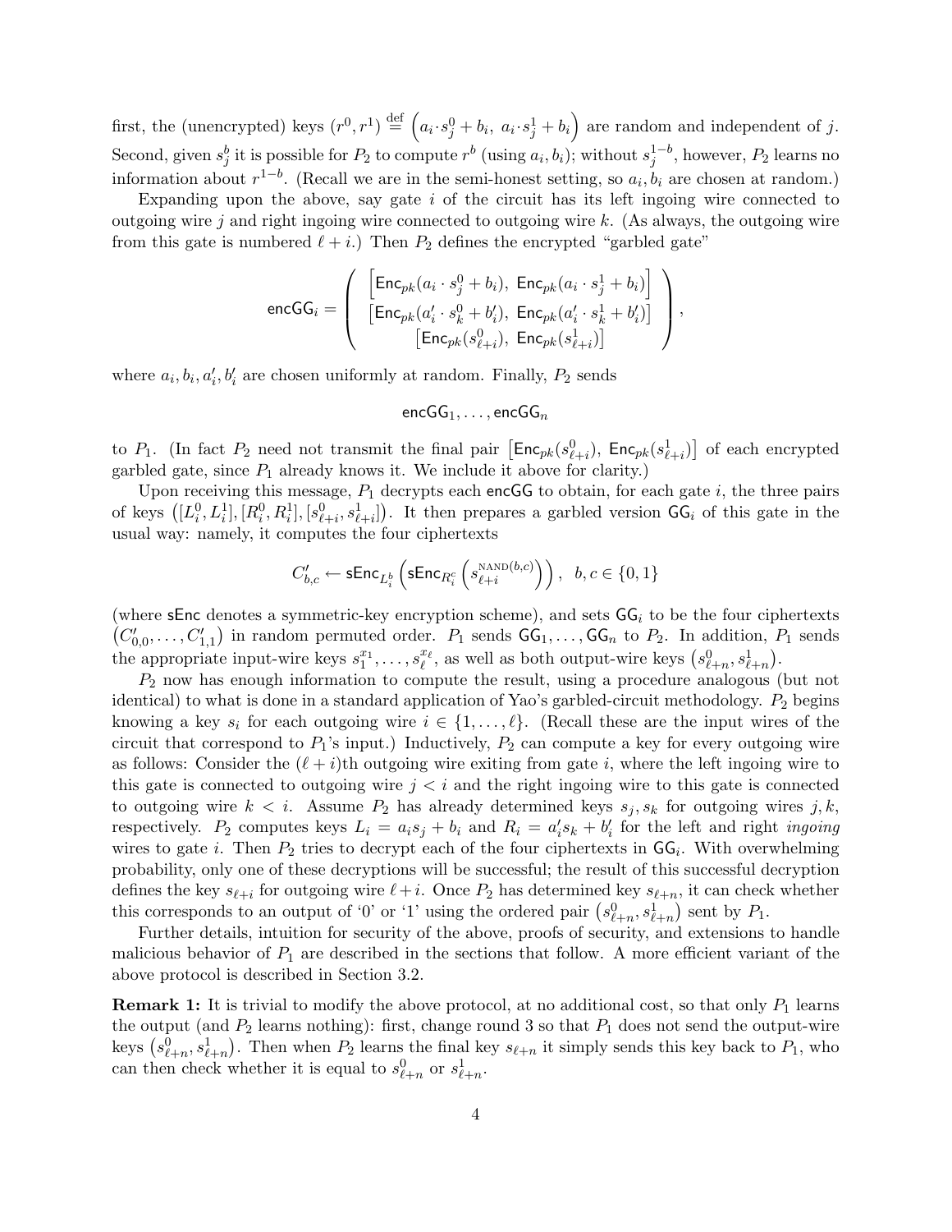first, the (unencrypted) keys $(r^0, r^1) \stackrel{\text{def}}{=} \left(a_i \cdot s_j^0 + b_i,\ a_i \cdot s_j^1 + b_i\right)$ are random and independent of $j$. Second, given $s_j^b$ it is possible for $P_2$ to compute $r^b$ (using $a_i, b_i$); without $s_j^{1-b}$, however, $P_2$ learns no information about $r^{1-b}$. (Recall we are in the semi-honest setting, so $a_i, b_i$ are chosen at random.)

Expanding upon the above, say gate $i$ of the circuit has its left ingoing wire connected to outgoing wire $j$ and right ingoing wire connected to outgoing wire $k$. (As always, the outgoing wire from this gate is numbered $\ell + i$.) Then $P_2$ defines the encrypted "garbled gate"

$$\mathsf{encGG}_i = \left( \begin{array}{c} \left[\mathsf{Enc}_{pk}(a_i \cdot s_j^0 + b_i),\ \mathsf{Enc}_{pk}(a_i \cdot s_j^1 + b_i)\right] \\ \left[\mathsf{Enc}_{pk}(a_i' \cdot s_k^0 + b_i'),\ \mathsf{Enc}_{pk}(a_i' \cdot s_k^1 + b_i')\right] \\ \left[\mathsf{Enc}_{pk}(s_{\ell+i}^0),\ \mathsf{Enc}_{pk}(s_{\ell+i}^1)\right] \end{array} \right),$$

where $a_i, b_i, a_i', b_i'$ are chosen uniformly at random. Finally, $P_2$ sends

$$\mathsf{encGG}_1, \ldots, \mathsf{encGG}_n$$

to $P_1$. (In fact $P_2$ need not transmit the final pair $\left[\mathsf{Enc}_{pk}(s_{\ell+i}^0),\ \mathsf{Enc}_{pk}(s_{\ell+i}^1)\right]$ of each encrypted garbled gate, since $P_1$ already knows it. We include it above for clarity.)

Upon receiving this message, $P_1$ decrypts each $\mathsf{encGG}$ to obtain, for each gate $i$, the three pairs of keys $\left([L_i^0, L_i^1], [R_i^0, R_i^1], [s_{\ell+i}^0, s_{\ell+i}^1]\right)$. It then prepares a garbled version $\mathsf{GG}_i$ of this gate in the usual way: namely, it computes the four ciphertexts

$$C_{b,c}' \leftarrow \mathsf{sEnc}_{L_i^b}\left(\mathsf{sEnc}_{R_i^c}\left(s_{\ell+i}^{\text{NAND}(b,c)}\right)\right), \quad b, c \in \{0, 1\}$$

(where $\mathsf{sEnc}$ denotes a symmetric-key encryption scheme), and sets $\mathsf{GG}_i$ to be the four ciphertexts $\left(C_{0,0}', \ldots, C_{1,1}'\right)$ in random permuted order. $P_1$ sends $\mathsf{GG}_1, \ldots, \mathsf{GG}_n$ to $P_2$. In addition, $P_1$ sends the appropriate input-wire keys $s_1^{x_1}, \ldots, s_\ell^{x_\ell}$, as well as both output-wire keys $\left(s_{\ell+n}^0, s_{\ell+n}^1\right)$.

$P_2$ now has enough information to compute the result, using a procedure analogous (but not identical) to what is done in a standard application of Yao's garbled-circuit methodology. $P_2$ begins knowing a key $s_i$ for each outgoing wire $i \in \{1, \ldots, \ell\}$. (Recall these are the input wires of the circuit that correspond to $P_1$'s input.) Inductively, $P_2$ can compute a key for every outgoing wire as follows: Consider the $(\ell + i)$th outgoing wire exiting from gate $i$, where the left ingoing wire to this gate is connected to outgoing wire $j < i$ and the right ingoing wire to this gate is connected to outgoing wire $k < i$. Assume $P_2$ has already determined keys $s_j, s_k$ for outgoing wires $j, k$, respectively. $P_2$ computes keys $L_i = a_i s_j + b_i$ and $R_i = a_i' s_k + b_i'$ for the left and right *ingoing* wires to gate $i$. Then $P_2$ tries to decrypt each of the four ciphertexts in $\mathsf{GG}_i$. With overwhelming probability, only one of these decryptions will be successful; the result of this successful decryption defines the key $s_{\ell+i}$ for outgoing wire $\ell + i$. Once $P_2$ has determined key $s_{\ell+n}$, it can check whether this corresponds to an output of '0' or '1' using the ordered pair $\left(s_{\ell+n}^0, s_{\ell+n}^1\right)$ sent by $P_1$.

Further details, intuition for security of the above, proofs of security, and extensions to handle malicious behavior of $P_1$ are described in the sections that follow. A more efficient variant of the above protocol is described in Section 3.2.

**Remark 1:** It is trivial to modify the above protocol, at no additional cost, so that only $P_1$ learns the output (and $P_2$ learns nothing): first, change round 3 so that $P_1$ does not send the output-wire keys $\left(s_{\ell+n}^0, s_{\ell+n}^1\right)$. Then when $P_2$ learns the final key $s_{\ell+n}$ it simply sends this key back to $P_1$, who can then check whether it is equal to $s_{\ell+n}^0$ or $s_{\ell+n}^1$.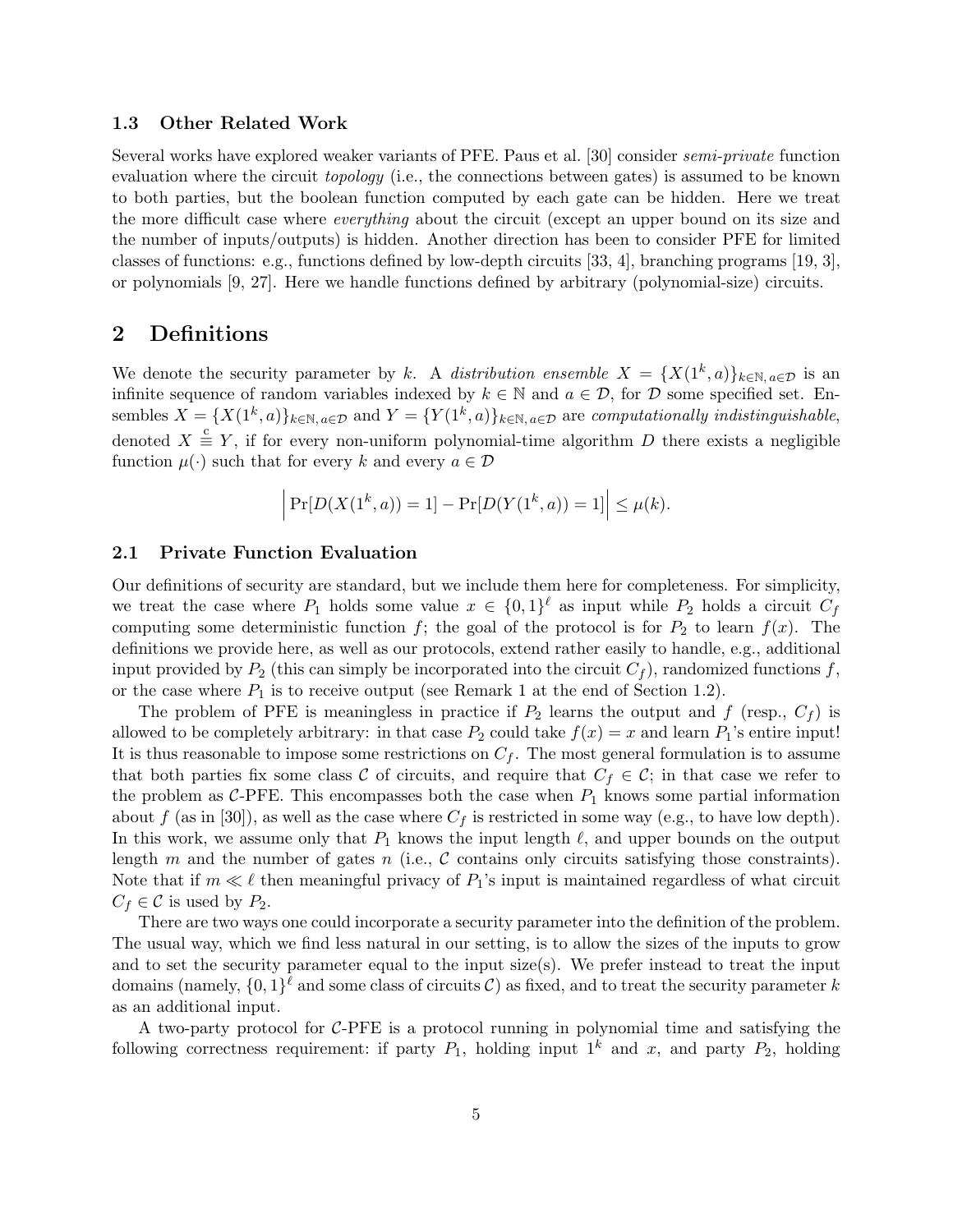### 1.3 Other Related Work

Several works have explored weaker variants of PFE. Paus et al. [30] consider *semi-private* function evaluation where the circuit *topology* (i.e., the connections between gates) is assumed to be known to both parties, but the boolean function computed by each gate can be hidden. Here we treat the more difficult case where *everything* about the circuit (except an upper bound on its size and the number of inputs/outputs) is hidden. Another direction has been to consider PFE for limited classes of functions: e.g., functions defined by low-depth circuits [33, 4], branching programs [19, 3], or polynomials [9, 27]. Here we handle functions defined by arbitrary (polynomial-size) circuits.

## 2 Definitions

We denote the security parameter by $k$. A *distribution ensemble* $X = \{X(1^k, a)\}_{k \in \mathbb{N},\, a \in \mathcal{D}}$ is an infinite sequence of random variables indexed by $k \in \mathbb{N}$ and $a \in \mathcal{D}$, for $\mathcal{D}$ some specified set. Ensembles $X = \{X(1^k, a)\}_{k \in \mathbb{N},\, a \in \mathcal{D}}$ and $Y = \{Y(1^k, a)\}_{k \in \mathbb{N},\, a \in \mathcal{D}}$ are *computationally indistinguishable*, denoted $X \stackrel{c}{\equiv} Y$, if for every non-uniform polynomial-time algorithm $D$ there exists a negligible function $\mu(\cdot)$ such that for every $k$ and every $a \in \mathcal{D}$

$$\left| \Pr[D(X(1^k, a)) = 1] - \Pr[D(Y(1^k, a)) = 1] \right| \leq \mu(k).$$

### 2.1 Private Function Evaluation

Our definitions of security are standard, but we include them here for completeness. For simplicity, we treat the case where $P_1$ holds some value $x \in \{0,1\}^\ell$ as input while $P_2$ holds a circuit $C_f$ computing some deterministic function $f$; the goal of the protocol is for $P_2$ to learn $f(x)$. The definitions we provide here, as well as our protocols, extend rather easily to handle, e.g., additional input provided by $P_2$ (this can simply be incorporated into the circuit $C_f$), randomized functions $f$, or the case where $P_1$ is to receive output (see Remark 1 at the end of Section 1.2).

The problem of PFE is meaningless in practice if $P_2$ learns the output and $f$ (resp., $C_f$) is allowed to be completely arbitrary: in that case $P_2$ could take $f(x) = x$ and learn $P_1$'s entire input! It is thus reasonable to impose some restrictions on $C_f$. The most general formulation is to assume that both parties fix some class $\mathcal{C}$ of circuits, and require that $C_f \in \mathcal{C}$; in that case we refer to the problem as $\mathcal{C}$-PFE. This encompasses both the case when $P_1$ knows some partial information about $f$ (as in [30]), as well as the case where $C_f$ is restricted in some way (e.g., to have low depth). In this work, we assume only that $P_1$ knows the input length $\ell$, and upper bounds on the output length $m$ and the number of gates $n$ (i.e., $\mathcal{C}$ contains only circuits satisfying those constraints). Note that if $m \ll \ell$ then meaningful privacy of $P_1$'s input is maintained regardless of what circuit $C_f \in \mathcal{C}$ is used by $P_2$.

There are two ways one could incorporate a security parameter into the definition of the problem. The usual way, which we find less natural in our setting, is to allow the sizes of the inputs to grow and to set the security parameter equal to the input size(s). We prefer instead to treat the input domains (namely, $\{0,1\}^\ell$ and some class of circuits $\mathcal{C}$) as fixed, and to treat the security parameter $k$ as an additional input.

A two-party protocol for $\mathcal{C}$-PFE is a protocol running in polynomial time and satisfying the following correctness requirement: if party $P_1$, holding input $1^k$ and $x$, and party $P_2$, holding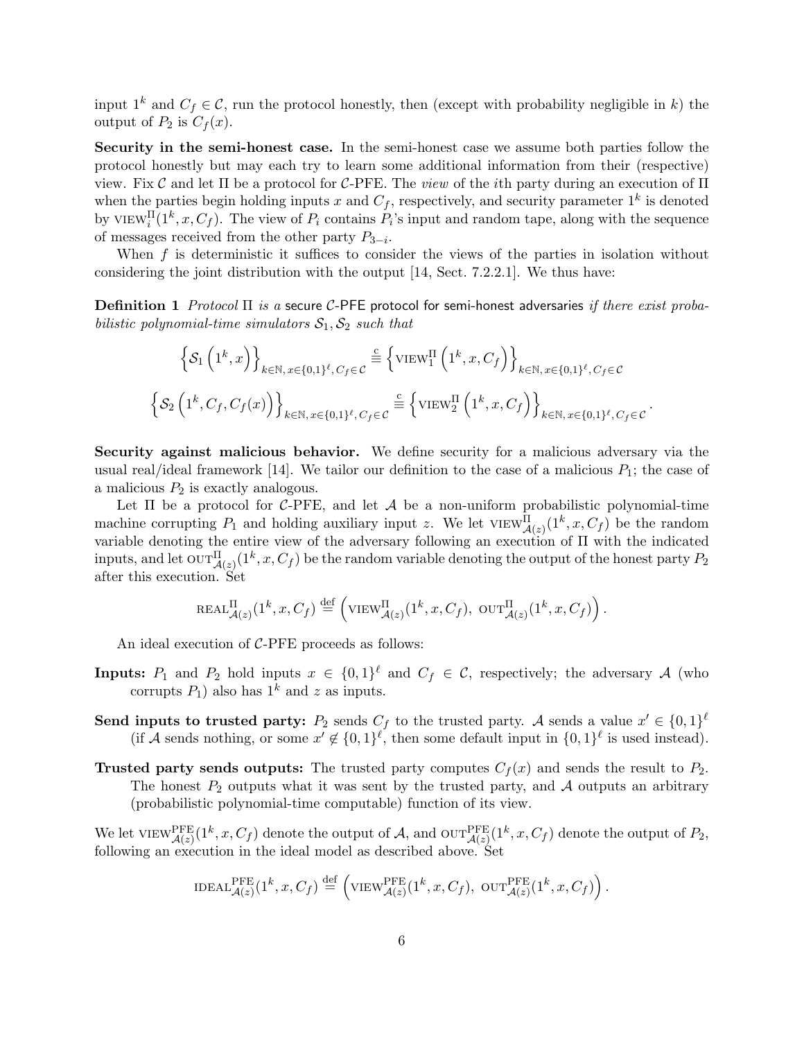input $1^k$ and $C_f \in \mathcal{C}$, run the protocol honestly, then (except with probability negligible in $k$) the output of $P_2$ is $C_f(x)$.

**Security in the semi-honest case.** In the semi-honest case we assume both parties follow the protocol honestly but may each try to learn some additional information from their (respective) view. Fix $\mathcal{C}$ and let $\Pi$ be a protocol for $\mathcal{C}$-PFE. The *view* of the $i$th party during an execution of $\Pi$ when the parties begin holding inputs $x$ and $C_f$, respectively, and security parameter $1^k$ is denoted by $\text{VIEW}_i^{\Pi}(1^k, x, C_f)$. The view of $P_i$ contains $P_i$'s input and random tape, along with the sequence of messages received from the other party $P_{3-i}$.

When $f$ is deterministic it suffices to consider the views of the parties in isolation without considering the joint distribution with the output [14, Sect. 7.2.2.1]. We thus have:

**Definition 1** *Protocol $\Pi$ is a* secure $\mathcal{C}$-PFE protocol for semi-honest adversaries *if there exist probabilistic polynomial-time simulators $\mathcal{S}_1, \mathcal{S}_2$ such that*

$$\left\{\mathcal{S}_1\left(1^k, x\right)\right\}_{k\in\mathbb{N},\, x\in\{0,1\}^\ell,\, C_f\in\mathcal{C}} \stackrel{\text{c}}{\equiv} \left\{\text{VIEW}_1^{\Pi}\left(1^k, x, C_f\right)\right\}_{k\in\mathbb{N},\, x\in\{0,1\}^\ell,\, C_f\in\mathcal{C}}$$

$$\left\{\mathcal{S}_2\left(1^k, C_f, C_f(x)\right)\right\}_{k\in\mathbb{N},\, x\in\{0,1\}^\ell,\, C_f\in\mathcal{C}} \stackrel{\text{c}}{\equiv} \left\{\text{VIEW}_2^{\Pi}\left(1^k, x, C_f\right)\right\}_{k\in\mathbb{N},\, x\in\{0,1\}^\ell,\, C_f\in\mathcal{C}}.$$

**Security against malicious behavior.** We define security for a malicious adversary via the usual real/ideal framework [14]. We tailor our definition to the case of a malicious $P_1$; the case of a malicious $P_2$ is exactly analogous.

Let $\Pi$ be a protocol for $\mathcal{C}$-PFE, and let $\mathcal{A}$ be a non-uniform probabilistic polynomial-time machine corrupting $P_1$ and holding auxiliary input $z$. We let $\text{VIEW}_{\mathcal{A}(z)}^{\Pi}(1^k, x, C_f)$ be the random variable denoting the entire view of the adversary following an execution of $\Pi$ with the indicated inputs, and let $\text{OUT}_{\mathcal{A}(z)}^{\Pi}(1^k, x, C_f)$ be the random variable denoting the output of the honest party $P_2$ after this execution. Set

$$\text{REAL}_{\mathcal{A}(z)}^{\Pi}(1^k, x, C_f) \stackrel{\text{def}}{=} \left(\text{VIEW}_{\mathcal{A}(z)}^{\Pi}(1^k, x, C_f),\ \text{OUT}_{\mathcal{A}(z)}^{\Pi}(1^k, x, C_f)\right).$$

An ideal execution of $\mathcal{C}$-PFE proceeds as follows:

**Inputs:** $P_1$ and $P_2$ hold inputs $x \in \{0,1\}^\ell$ and $C_f \in \mathcal{C}$, respectively; the adversary $\mathcal{A}$ (who corrupts $P_1$) also has $1^k$ and $z$ as inputs.

**Send inputs to trusted party:** $P_2$ sends $C_f$ to the trusted party. $\mathcal{A}$ sends a value $x' \in \{0,1\}^\ell$ (if $\mathcal{A}$ sends nothing, or some $x' \notin \{0,1\}^\ell$, then some default input in $\{0,1\}^\ell$ is used instead).

**Trusted party sends outputs:** The trusted party computes $C_f(x)$ and sends the result to $P_2$. The honest $P_2$ outputs what it was sent by the trusted party, and $\mathcal{A}$ outputs an arbitrary (probabilistic polynomial-time computable) function of its view.

We let $\text{VIEW}_{\mathcal{A}(z)}^{\text{PFE}}(1^k, x, C_f)$ denote the output of $\mathcal{A}$, and $\text{OUT}_{\mathcal{A}(z)}^{\text{PFE}}(1^k, x, C_f)$ denote the output of $P_2$, following an execution in the ideal model as described above. Set

$$\text{IDEAL}_{\mathcal{A}(z)}^{\text{PFE}}(1^k, x, C_f) \stackrel{\text{def}}{=} \left(\text{VIEW}_{\mathcal{A}(z)}^{\text{PFE}}(1^k, x, C_f),\ \text{OUT}_{\mathcal{A}(z)}^{\text{PFE}}(1^k, x, C_f)\right).$$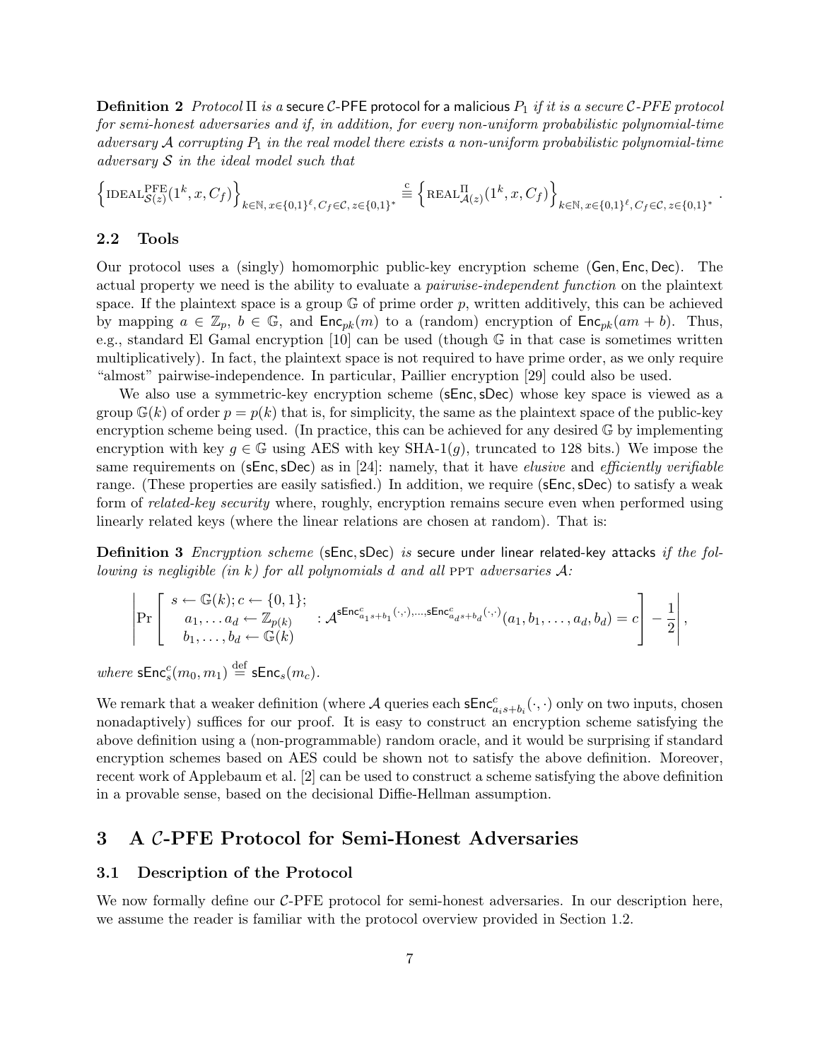**Definition 2** *Protocol* $\Pi$ *is a* secure $\mathcal{C}$-PFE protocol for a malicious $P_1$ *if it is a secure $\mathcal{C}$-PFE protocol for semi-honest adversaries and if, in addition, for every non-uniform probabilistic polynomial-time adversary $\mathcal{A}$ corrupting $P_1$ in the real model there exists a non-uniform probabilistic polynomial-time adversary $\mathcal{S}$ in the ideal model such that*

$$\left\{\text{IDEAL}^{\text{PFE}}_{\mathcal{S}(z)}(1^k, x, C_f)\right\}_{k\in\mathbb{N},\, x\in\{0,1\}^\ell,\, C_f\in\mathcal{C},\, z\in\{0,1\}^*} \stackrel{\text{c}}{\equiv} \left\{\text{REAL}^{\Pi}_{\mathcal{A}(z)}(1^k, x, C_f)\right\}_{k\in\mathbb{N},\, x\in\{0,1\}^\ell,\, C_f\in\mathcal{C},\, z\in\{0,1\}^*}.$$

## 2.2 Tools

Our protocol uses a (singly) homomorphic public-key encryption scheme ($\mathsf{Gen}, \mathsf{Enc}, \mathsf{Dec}$). The actual property we need is the ability to evaluate a *pairwise-independent function* on the plaintext space. If the plaintext space is a group $\mathbb{G}$ of prime order $p$, written additively, this can be achieved by mapping $a \in \mathbb{Z}_p$, $b \in \mathbb{G}$, and $\mathsf{Enc}_{pk}(m)$ to a (random) encryption of $\mathsf{Enc}_{pk}(am + b)$. Thus, e.g., standard El Gamal encryption [10] can be used (though $\mathbb{G}$ in that case is sometimes written multiplicatively). In fact, the plaintext space is not required to have prime order, as we only require "almost" pairwise-independence. In particular, Paillier encryption [29] could also be used.

We also use a symmetric-key encryption scheme ($\mathsf{sEnc}, \mathsf{sDec}$) whose key space is viewed as a group $\mathbb{G}(k)$ of order $p = p(k)$ that is, for simplicity, the same as the plaintext space of the public-key encryption scheme being used. (In practice, this can be achieved for any desired $\mathbb{G}$ by implementing encryption with key $g \in \mathbb{G}$ using AES with key SHA-1$(g)$, truncated to 128 bits.) We impose the same requirements on ($\mathsf{sEnc}, \mathsf{sDec}$) as in [24]: namely, that it have *elusive* and *efficiently verifiable* range. (These properties are easily satisfied.) In addition, we require ($\mathsf{sEnc}, \mathsf{sDec}$) to satisfy a weak form of *related-key security* where, roughly, encryption remains secure even when performed using linearly related keys (where the linear relations are chosen at random). That is:

**Definition 3** *Encryption scheme* ($\mathsf{sEnc}, \mathsf{sDec}$) *is* secure under linear related-key attacks *if the following is negligible (in $k$) for all polynomials $d$ and all* PPT *adversaries $\mathcal{A}$:*

$$\left|\Pr\left[\begin{array}{c} s \leftarrow \mathbb{G}(k); c \leftarrow \{0,1\}; \\ a_1, \dots a_d \leftarrow \mathbb{Z}_{p(k)} \\ b_1, \dots, b_d \leftarrow \mathbb{G}(k) \end{array} : \mathcal{A}^{\mathsf{sEnc}^c_{a_1 s + b_1}(\cdot,\cdot), \dots, \mathsf{sEnc}^c_{a_d s + b_d}(\cdot,\cdot)}(a_1, b_1, \dots, a_d, b_d) = c\right] - \frac{1}{2}\right|,$$

*where* $\mathsf{sEnc}^c_s(m_0, m_1) \stackrel{\text{def}}{=} \mathsf{sEnc}_s(m_c)$.

We remark that a weaker definition (where $\mathcal{A}$ queries each $\mathsf{sEnc}^c_{a_i s + b_i}(\cdot,\cdot)$ only on two inputs, chosen nonadaptively) suffices for our proof. It is easy to construct an encryption scheme satisfying the above definition using a (non-programmable) random oracle, and it would be surprising if standard encryption schemes based on AES could be shown not to satisfy the above definition. Moreover, recent work of Applebaum et al. [2] can be used to construct a scheme satisfying the above definition in a provable sense, based on the decisional Diffie-Hellman assumption.

# 3 A $\mathcal{C}$-PFE Protocol for Semi-Honest Adversaries

## 3.1 Description of the Protocol

We now formally define our $\mathcal{C}$-PFE protocol for semi-honest adversaries. In our description here, we assume the reader is familiar with the protocol overview provided in Section 1.2.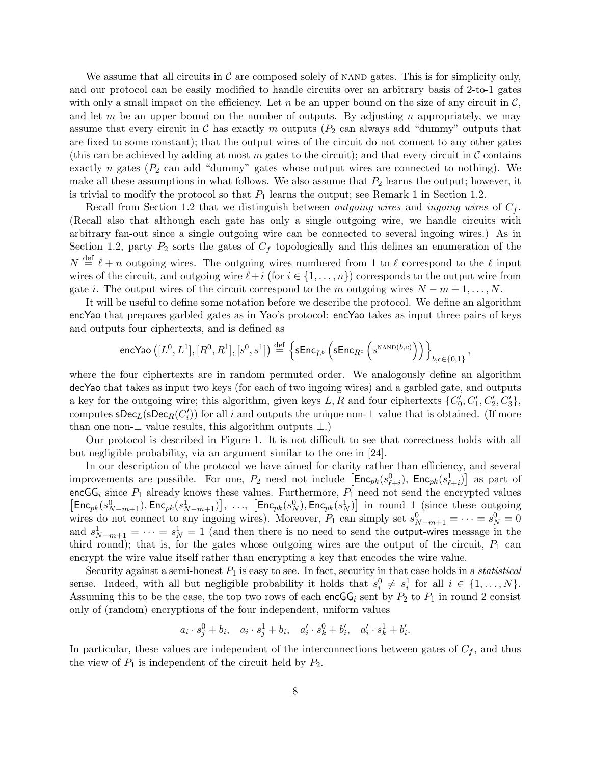We assume that all circuits in $\mathcal{C}$ are composed solely of NAND gates. This is for simplicity only, and our protocol can be easily modified to handle circuits over an arbitrary basis of 2-to-1 gates with only a small impact on the efficiency. Let $n$ be an upper bound on the size of any circuit in $\mathcal{C}$, and let $m$ be an upper bound on the number of outputs. By adjusting $n$ appropriately, we may assume that every circuit in $\mathcal{C}$ has exactly $m$ outputs ($P_2$ can always add "dummy" outputs that are fixed to some constant); that the output wires of the circuit do not connect to any other gates (this can be achieved by adding at most $m$ gates to the circuit); and that every circuit in $\mathcal{C}$ contains exactly $n$ gates ($P_2$ can add "dummy" gates whose output wires are connected to nothing). We make all these assumptions in what follows. We also assume that $P_2$ learns the output; however, it is trivial to modify the protocol so that $P_1$ learns the output; see Remark 1 in Section 1.2.

Recall from Section 1.2 that we distinguish between *outgoing wires* and *ingoing wires* of $C_f$. (Recall also that although each gate has only a single outgoing wire, we handle circuits with arbitrary fan-out since a single outgoing wire can be connected to several ingoing wires.) As in Section 1.2, party $P_2$ sorts the gates of $C_f$ topologically and this defines an enumeration of the $N \stackrel{\text{def}}{=} \ell + n$ outgoing wires. The outgoing wires numbered from 1 to $\ell$ correspond to the $\ell$ input wires of the circuit, and outgoing wire $\ell + i$ (for $i \in \{1, \ldots, n\}$) corresponds to the output wire from gate $i$. The output wires of the circuit correspond to the $m$ outgoing wires $N - m + 1, \ldots, N$.

It will be useful to define some notation before we describe the protocol. We define an algorithm $\mathsf{encYao}$ that prepares garbled gates as in Yao's protocol: $\mathsf{encYao}$ takes as input three pairs of keys and outputs four ciphertexts, and is defined as

$$\mathsf{encYao}\left([L^0, L^1], [R^0, R^1], [s^0, s^1]\right) \stackrel{\text{def}}{=} \left\{\mathsf{sEnc}_{L^b}\left(\mathsf{sEnc}_{R^c}\left(s^{\text{NAND}(b,c)}\right)\right)\right\}_{b,c \in \{0,1\}},$$

where the four ciphertexts are in random permuted order. We analogously define an algorithm $\mathsf{decYao}$ that takes as input two keys (for each of two ingoing wires) and a garbled gate, and outputs a key for the outgoing wire; this algorithm, given keys $L, R$ and four ciphertexts $\{C'_0, C'_1, C'_2, C'_3\}$, computes $\mathsf{sDec}_L(\mathsf{sDec}_R(C'_i))$ for all $i$ and outputs the unique non-$\perp$ value that is obtained. (If more than one non-$\perp$ value results, this algorithm outputs $\perp$.)

Our protocol is described in Figure 1. It is not difficult to see that correctness holds with all but negligible probability, via an argument similar to the one in [24].

In our description of the protocol we have aimed for clarity rather than efficiency, and several improvements are possible. For one, $P_2$ need not include $\left[\mathsf{Enc}_{pk}(s^0_{\ell+i}),\ \mathsf{Enc}_{pk}(s^1_{\ell+i})\right]$ as part of $\mathsf{encGG}_i$ since $P_1$ already knows these values. Furthermore, $P_1$ need not send the encrypted values $\left[\mathsf{Enc}_{pk}(s^0_{N-m+1}), \mathsf{Enc}_{pk}(s^1_{N-m+1})\right],\ \ldots,\ \left[\mathsf{Enc}_{pk}(s^0_N), \mathsf{Enc}_{pk}(s^1_N)\right]$ in round 1 (since these outgoing wires do not connect to any ingoing wires). Moreover, $P_1$ can simply set $s^0_{N-m+1} = \cdots = s^0_N = 0$ and $s^1_{N-m+1} = \cdots = s^1_N = 1$ (and then there is no need to send the $\mathsf{output\text{-}wires}$ message in the third round); that is, for the gates whose outgoing wires are the output of the circuit, $P_1$ can encrypt the wire value itself rather than encrypting a key that encodes the wire value.

Security against a semi-honest $P_1$ is easy to see. In fact, security in that case holds in a *statistical* sense. Indeed, with all but negligible probability it holds that $s^0_i \neq s^1_i$ for all $i \in \{1, \ldots, N\}$. Assuming this to be the case, the top two rows of each $\mathsf{encGG}_i$ sent by $P_2$ to $P_1$ in round 2 consist only of (random) encryptions of the four independent, uniform values

$$a_i \cdot s^0_j + b_i, \quad a_i \cdot s^1_j + b_i, \quad a'_i \cdot s^0_k + b'_i, \quad a'_i \cdot s^1_k + b'_i.$$

In particular, these values are independent of the interconnections between gates of $C_f$, and thus the view of $P_1$ is independent of the circuit held by $P_2$.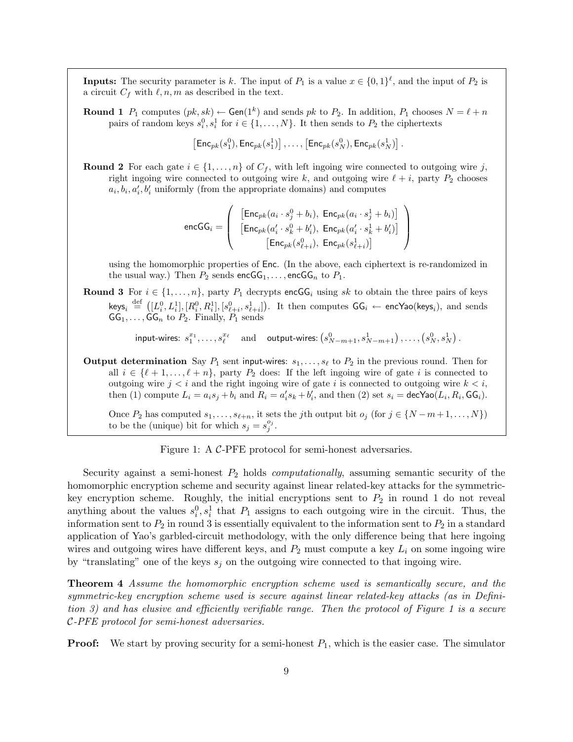**Inputs:** The security parameter is $k$. The input of $P_1$ is a value $x \in \{0,1\}^\ell$, and the input of $P_2$ is a circuit $C_f$ with $\ell, n, m$ as described in the text.

**Round 1** $P_1$ computes $(pk, sk) \leftarrow \mathsf{Gen}(1^k)$ and sends $pk$ to $P_2$. In addition, $P_1$ chooses $N = \ell + n$ pairs of random keys $s_i^0, s_i^1$ for $i \in \{1, \ldots, N\}$. It then sends to $P_2$ the ciphertexts

$$\left[\mathsf{Enc}_{pk}(s_1^0), \mathsf{Enc}_{pk}(s_1^1)\right], \ldots, \left[\mathsf{Enc}_{pk}(s_N^0), \mathsf{Enc}_{pk}(s_N^1)\right].$$

**Round 2** For each gate $i \in \{1, \ldots, n\}$ of $C_f$, with left ingoing wire connected to outgoing wire $j$, right ingoing wire connected to outgoing wire $k$, and outgoing wire $\ell + i$, party $P_2$ chooses $a_i, b_i, a_i', b_i'$ uniformly (from the appropriate domains) and computes

$$\mathsf{encGG}_i = \begin{pmatrix} \left[\mathsf{Enc}_{pk}(a_i \cdot s_j^0 + b_i),\ \mathsf{Enc}_{pk}(a_i \cdot s_j^1 + b_i)\right] \\ \left[\mathsf{Enc}_{pk}(a_i' \cdot s_k^0 + b_i'),\ \mathsf{Enc}_{pk}(a_i' \cdot s_k^1 + b_i')\right] \\ \left[\mathsf{Enc}_{pk}(s_{\ell+i}^0),\ \mathsf{Enc}_{pk}(s_{\ell+i}^1)\right] \end{pmatrix}$$

using the homomorphic properties of $\mathsf{Enc}$. (In the above, each ciphertext is re-randomized in the usual way.) Then $P_2$ sends $\mathsf{encGG}_1, \ldots, \mathsf{encGG}_n$ to $P_1$.

**Round 3** For $i \in \{1, \ldots, n\}$, party $P_1$ decrypts $\mathsf{encGG}_i$ using $sk$ to obtain the three pairs of keys $\mathsf{keys}_i \stackrel{\text{def}}{=} \left([L_i^0, L_i^1], [R_i^0, R_i^1], [s_{\ell+i}^0, s_{\ell+i}^1]\right)$. It then computes $\mathsf{GG}_i \leftarrow \mathsf{encYao}(\mathsf{keys}_i)$, and sends $\mathsf{GG}_1, \ldots, \mathsf{GG}_n$ to $P_2$. Finally, $P_1$ sends

$$\mathsf{input\text{-}wires}\text{: } s_1^{x_1}, \ldots, s_\ell^{x_\ell} \quad \text{and} \quad \mathsf{output\text{-}wires}\text{: } \left(s_{N-m+1}^0, s_{N-m+1}^1\right), \ldots, \left(s_N^0, s_N^1\right).$$

**Output determination** Say $P_1$ sent input-wires: $s_1, \ldots, s_\ell$ to $P_2$ in the previous round. Then for all $i \in \{\ell+1, \ldots, \ell+n\}$, party $P_2$ does: If the left ingoing wire of gate $i$ is connected to outgoing wire $j < i$ and the right ingoing wire of gate $i$ is connected to outgoing wire $k < i$, then (1) compute $L_i = a_i s_j + b_i$ and $R_i = a_i' s_k + b_i'$, and then (2) set $s_i = \mathsf{decYao}(L_i, R_i, \mathsf{GG}_i)$.

Once $P_2$ has computed $s_1, \ldots, s_{\ell+n}$, it sets the $j$th output bit $o_j$ (for $j \in \{N-m+1, \ldots, N\}$) to be the (unique) bit for which $s_j = s_j^{o_j}$.

Figure 1: A $\mathcal{C}$-PFE protocol for semi-honest adversaries.

Security against a semi-honest $P_2$ holds *computationally*, assuming semantic security of the homomorphic encryption scheme and security against linear related-key attacks for the symmetric-key encryption scheme. Roughly, the initial encryptions sent to $P_2$ in round 1 do not reveal anything about the values $s_i^0, s_i^1$ that $P_1$ assigns to each outgoing wire in the circuit. Thus, the information sent to $P_2$ in round 3 is essentially equivalent to the information sent to $P_2$ in a standard application of Yao's garbled-circuit methodology, with the only difference being that here ingoing wires and outgoing wires have different keys, and $P_2$ must compute a key $L_i$ on some ingoing wire by "translating" one of the keys $s_j$ on the outgoing wire connected to that ingoing wire.

**Theorem 4** *Assume the homomorphic encryption scheme used is semantically secure, and the symmetric-key encryption scheme used is secure against linear related-key attacks (as in Definition 3) and has elusive and efficiently verifiable range. Then the protocol of Figure 1 is a secure $\mathcal{C}$-PFE protocol for semi-honest adversaries.*

**Proof:** We start by proving security for a semi-honest $P_1$, which is the easier case. The simulator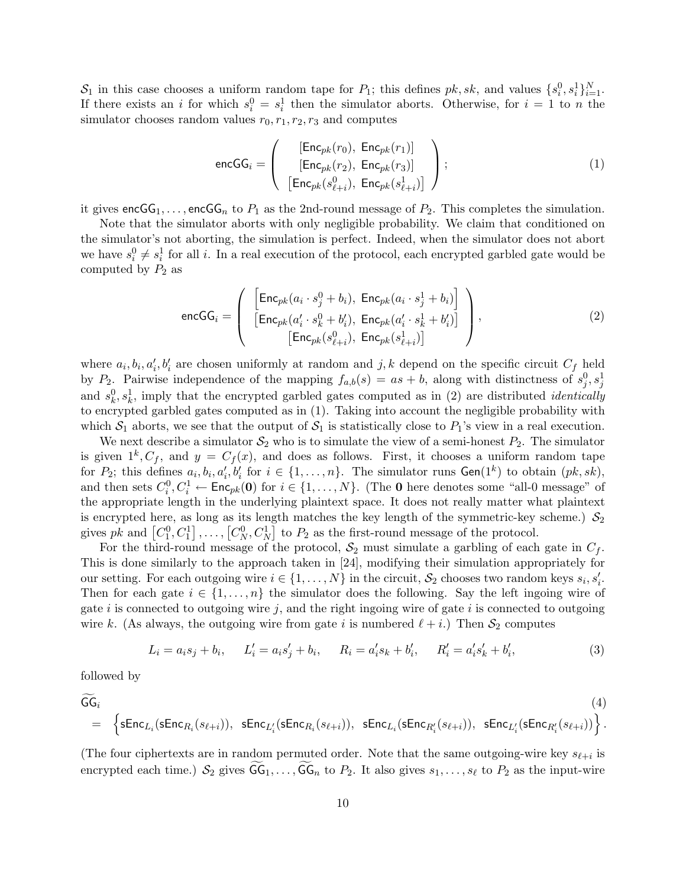$\mathcal{S}_1$ in this case chooses a uniform random tape for $P_1$; this defines $pk, sk$, and values $\{s_i^0, s_i^1\}_{i=1}^N$. If there exists an $i$ for which $s_i^0 = s_i^1$ then the simulator aborts. Otherwise, for $i = 1$ to $n$ the simulator chooses random values $r_0, r_1, r_2, r_3$ and computes

$$\mathsf{encGG}_i = \begin{pmatrix} [\mathsf{Enc}_{pk}(r_0),\ \mathsf{Enc}_{pk}(r_1)] \\ [\mathsf{Enc}_{pk}(r_2),\ \mathsf{Enc}_{pk}(r_3)] \\ \left[\mathsf{Enc}_{pk}(s_{\ell+i}^0),\ \mathsf{Enc}_{pk}(s_{\ell+i}^1)\right] \end{pmatrix}; \tag{1}$$

it gives $\mathsf{encGG}_1, \ldots, \mathsf{encGG}_n$ to $P_1$ as the 2nd-round message of $P_2$. This completes the simulation.

Note that the simulator aborts with only negligible probability. We claim that conditioned on the simulator's not aborting, the simulation is perfect. Indeed, when the simulator does not abort we have $s_i^0 \neq s_i^1$ for all $i$. In a real execution of the protocol, each encrypted garbled gate would be computed by $P_2$ as

$$\mathsf{encGG}_i = \begin{pmatrix} \left[\mathsf{Enc}_{pk}(a_i \cdot s_j^0 + b_i),\ \mathsf{Enc}_{pk}(a_i \cdot s_j^1 + b_i)\right] \\ \left[\mathsf{Enc}_{pk}(a_i' \cdot s_k^0 + b_i'),\ \mathsf{Enc}_{pk}(a_i' \cdot s_k^1 + b_i')\right] \\ \left[\mathsf{Enc}_{pk}(s_{\ell+i}^0),\ \mathsf{Enc}_{pk}(s_{\ell+i}^1)\right] \end{pmatrix}, \tag{2}$$

where $a_i, b_i, a_i', b_i'$ are chosen uniformly at random and $j, k$ depend on the specific circuit $C_f$ held by $P_2$. Pairwise independence of the mapping $f_{a,b}(s) = as + b$, along with distinctness of $s_j^0, s_j^1$ and $s_k^0, s_k^1$, imply that the encrypted garbled gates computed as in (2) are distributed *identically* to encrypted garbled gates computed as in (1). Taking into account the negligible probability with which $\mathcal{S}_1$ aborts, we see that the output of $\mathcal{S}_1$ is statistically close to $P_1$'s view in a real execution.

We next describe a simulator $\mathcal{S}_2$ who is to simulate the view of a semi-honest $P_2$. The simulator is given $1^k, C_f$, and $y = C_f(x)$, and does as follows. First, it chooses a uniform random tape for $P_2$; this defines $a_i, b_i, a_i', b_i'$ for $i \in \{1, \ldots, n\}$. The simulator runs $\mathsf{Gen}(1^k)$ to obtain $(pk, sk)$, and then sets $C_i^0, C_i^1 \leftarrow \mathsf{Enc}_{pk}(\mathbf{0})$ for $i \in \{1, \ldots, N\}$. (The $\mathbf{0}$ here denotes some "all-0 message" of the appropriate length in the underlying plaintext space. It does not really matter what plaintext is encrypted here, as long as its length matches the key length of the symmetric-key scheme.) $\mathcal{S}_2$ gives $pk$ and $\left[C_1^0, C_1^1\right], \ldots, \left[C_N^0, C_N^1\right]$ to $P_2$ as the first-round message of the protocol.

For the third-round message of the protocol, $\mathcal{S}_2$ must simulate a garbling of each gate in $C_f$. This is done similarly to the approach taken in [24], modifying their simulation appropriately for our setting. For each outgoing wire $i \in \{1, \ldots, N\}$ in the circuit, $\mathcal{S}_2$ chooses two random keys $s_i, s_i'$. Then for each gate $i \in \{1, \ldots, n\}$ the simulator does the following. Say the left ingoing wire of gate $i$ is connected to outgoing wire $j$, and the right ingoing wire of gate $i$ is connected to outgoing wire $k$. (As always, the outgoing wire from gate $i$ is numbered $\ell + i$.) Then $\mathcal{S}_2$ computes

$$L_i = a_i s_j + b_i, \qquad L_i' = a_i s_j' + b_i, \qquad R_i = a_i' s_k + b_i', \qquad R_i' = a_i' s_k' + b_i', \tag{3}$$

followed by

$$\begin{aligned} &\widetilde{\mathsf{GG}}_i \\ &= \left\{ \mathsf{sEnc}_{L_i}(\mathsf{sEnc}_{R_i}(s_{\ell+i})),\ \mathsf{sEnc}_{L_i'}(\mathsf{sEnc}_{R_i}(s_{\ell+i})),\ \mathsf{sEnc}_{L_i}(\mathsf{sEnc}_{R_i'}(s_{\ell+i})),\ \mathsf{sEnc}_{L_i'}(\mathsf{sEnc}_{R_i'}(s_{\ell+i})) \right\}. \end{aligned} \tag{4}$$

(The four ciphertexts are in random permuted order. Note that the same outgoing-wire key $s_{\ell+i}$ is encrypted each time.) $\mathcal{S}_2$ gives $\widetilde{\mathsf{GG}}_1, \ldots, \widetilde{\mathsf{GG}}_n$ to $P_2$. It also gives $s_1, \ldots, s_\ell$ to $P_2$ as the input-wire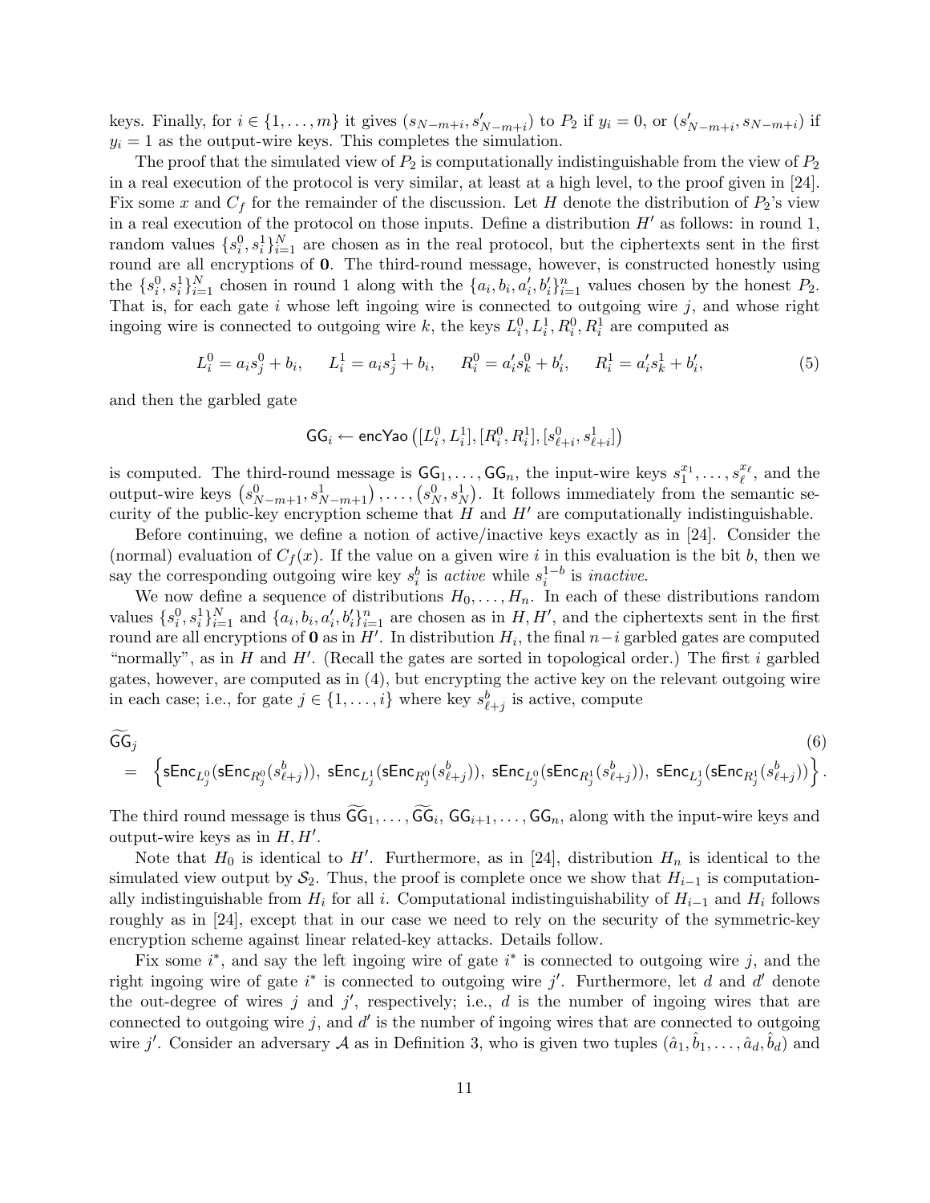keys. Finally, for $i \in \{1, \ldots, m\}$ it gives $(s_{N-m+i}, s'_{N-m+i})$ to $P_2$ if $y_i = 0$, or $(s'_{N-m+i}, s_{N-m+i})$ if $y_i = 1$ as the output-wire keys. This completes the simulation.

The proof that the simulated view of $P_2$ is computationally indistinguishable from the view of $P_2$ in a real execution of the protocol is very similar, at least at a high level, to the proof given in [24]. Fix some $x$ and $C_f$ for the remainder of the discussion. Let $H$ denote the distribution of $P_2$'s view in a real execution of the protocol on those inputs. Define a distribution $H'$ as follows: in round 1, random values $\{s_i^0, s_i^1\}_{i=1}^N$ are chosen as in the real protocol, but the ciphertexts sent in the first round are all encryptions of $\mathbf{0}$. The third-round message, however, is constructed honestly using the $\{s_i^0, s_i^1\}_{i=1}^N$ chosen in round 1 along with the $\{a_i, b_i, a'_i, b'_i\}_{i=1}^n$ values chosen by the honest $P_2$. That is, for each gate $i$ whose left ingoing wire is connected to outgoing wire $j$, and whose right ingoing wire is connected to outgoing wire $k$, the keys $L_i^0, L_i^1, R_i^0, R_i^1$ are computed as

$$L_i^0 = a_i s_j^0 + b_i, \qquad L_i^1 = a_i s_j^1 + b_i, \qquad R_i^0 = a'_i s_k^0 + b'_i, \qquad R_i^1 = a'_i s_k^1 + b'_i, \tag{5}$$

and then the garbled gate

$$\mathsf{GG}_i \leftarrow \mathsf{encYao}\left([L_i^0, L_i^1], [R_i^0, R_i^1], [s_{\ell+i}^0, s_{\ell+i}^1]\right)$$

is computed. The third-round message is $\mathsf{GG}_1, \ldots, \mathsf{GG}_n$, the input-wire keys $s_1^{x_1}, \ldots, s_\ell^{x_\ell}$, and the output-wire keys $\left(s_{N-m+1}^0, s_{N-m+1}^1\right), \ldots, \left(s_N^0, s_N^1\right)$. It follows immediately from the semantic security of the public-key encryption scheme that $H$ and $H'$ are computationally indistinguishable.

Before continuing, we define a notion of active/inactive keys exactly as in [24]. Consider the (normal) evaluation of $C_f(x)$. If the value on a given wire $i$ in this evaluation is the bit $b$, then we say the corresponding outgoing wire key $s_i^b$ is *active* while $s_i^{1-b}$ is *inactive*.

We now define a sequence of distributions $H_0, \ldots, H_n$. In each of these distributions random values $\{s_i^0, s_i^1\}_{i=1}^N$ and $\{a_i, b_i, a'_i, b'_i\}_{i=1}^n$ are chosen as in $H, H'$, and the ciphertexts sent in the first round are all encryptions of $\mathbf{0}$ as in $H'$. In distribution $H_i$, the final $n-i$ garbled gates are computed "normally", as in $H$ and $H'$. (Recall the gates are sorted in topological order.) The first $i$ garbled gates, however, are computed as in (4), but encrypting the active key on the relevant outgoing wire in each case; i.e., for gate $j \in \{1, \ldots, i\}$ where key $s_{\ell+j}^b$ is active, compute

$$\begin{aligned} &\widetilde{\mathsf{GG}}_j \\ &= \left\{\mathsf{sEnc}_{L_j^0}(\mathsf{sEnc}_{R_j^0}(s_{\ell+j}^b)),\ \mathsf{sEnc}_{L_j^1}(\mathsf{sEnc}_{R_j^0}(s_{\ell+j}^b)),\ \mathsf{sEnc}_{L_j^0}(\mathsf{sEnc}_{R_j^1}(s_{\ell+j}^b)),\ \mathsf{sEnc}_{L_j^1}(\mathsf{sEnc}_{R_j^1}(s_{\ell+j}^b))\right\}. \end{aligned} \tag{6}$$

The third round message is thus $\widetilde{\mathsf{GG}}_1, \ldots, \widetilde{\mathsf{GG}}_i, \mathsf{GG}_{i+1}, \ldots, \mathsf{GG}_n$, along with the input-wire keys and output-wire keys as in $H, H'$.

Note that $H_0$ is identical to $H'$. Furthermore, as in [24], distribution $H_n$ is identical to the simulated view output by $\mathcal{S}_2$. Thus, the proof is complete once we show that $H_{i-1}$ is computationally indistinguishable from $H_i$ for all $i$. Computational indistinguishability of $H_{i-1}$ and $H_i$ follows roughly as in [24], except that in our case we need to rely on the security of the symmetric-key encryption scheme against linear related-key attacks. Details follow.

Fix some $i^*$, and say the left ingoing wire of gate $i^*$ is connected to outgoing wire $j$, and the right ingoing wire of gate $i^*$ is connected to outgoing wire $j'$. Furthermore, let $d$ and $d'$ denote the out-degree of wires $j$ and $j'$, respectively; i.e., $d$ is the number of ingoing wires that are connected to outgoing wire $j$, and $d'$ is the number of ingoing wires that are connected to outgoing wire $j'$. Consider an adversary $\mathcal{A}$ as in Definition 3, who is given two tuples $(\hat{a}_1, \hat{b}_1, \ldots, \hat{a}_d, \hat{b}_d)$ and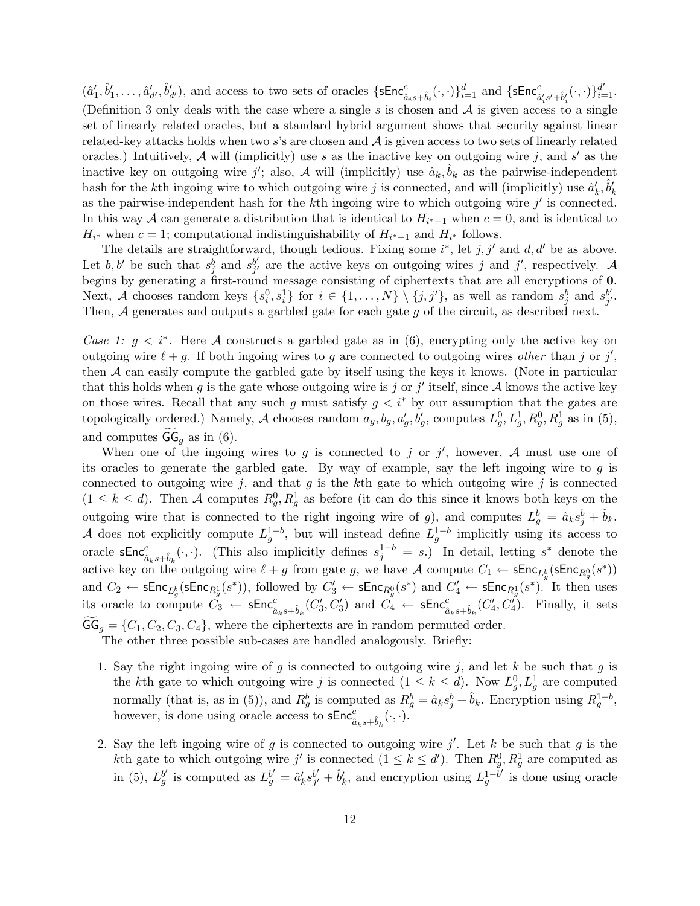$(\hat{a}'_1, \hat{b}'_1, \ldots, \hat{a}'_{d'}, \hat{b}'_{d'})$, and access to two sets of oracles $\{\mathsf{sEnc}^c_{\hat{a}_i s + \hat{b}_i}(\cdot,\cdot)\}_{i=1}^d$ and $\{\mathsf{sEnc}^c_{\hat{a}'_i s' + \hat{b}'_i}(\cdot,\cdot)\}_{i=1}^{d'}$. (Definition 3 only deals with the case where a single $s$ is chosen and $\mathcal{A}$ is given access to a single set of linearly related oracles, but a standard hybrid argument shows that security against linear related-key attacks holds when two $s$'s are chosen and $\mathcal{A}$ is given access to two sets of linearly related oracles.) Intuitively, $\mathcal{A}$ will (implicitly) use $s$ as the inactive key on outgoing wire $j$, and $s'$ as the inactive key on outgoing wire $j'$; also, $\mathcal{A}$ will (implicitly) use $\hat{a}_k, \hat{b}_k$ as the pairwise-independent hash for the $k$th ingoing wire to which outgoing wire $j$ is connected, and will (implicitly) use $\hat{a}'_k, \hat{b}'_k$ as the pairwise-independent hash for the $k$th ingoing wire to which outgoing wire $j'$ is connected. In this way $\mathcal{A}$ can generate a distribution that is identical to $H_{i^*-1}$ when $c = 0$, and is identical to $H_{i^*}$ when $c = 1$; computational indistinguishability of $H_{i^*-1}$ and $H_{i^*}$ follows.

The details are straightforward, though tedious. Fixing some $i^*$, let $j, j'$ and $d, d'$ be as above. Let $b, b'$ be such that $s^b_j$ and $s^{b'}_{j'}$ are the active keys on outgoing wires $j$ and $j'$, respectively. $\mathcal{A}$ begins by generating a first-round message consisting of ciphertexts that are all encryptions of $\mathbf{0}$. Next, $\mathcal{A}$ chooses random keys $\{s^0_i, s^1_i\}$ for $i \in \{1, \ldots, N\} \setminus \{j, j'\}$, as well as random $s^b_j$ and $s^{b'}_{j'}$. Then, $\mathcal{A}$ generates and outputs a garbled gate for each gate $g$ of the circuit, as described next.

*Case 1: $g < i^*$.* Here $\mathcal{A}$ constructs a garbled gate as in (6), encrypting only the active key on outgoing wire $\ell + g$. If both ingoing wires to $g$ are connected to outgoing wires *other* than $j$ or $j'$, then $\mathcal{A}$ can easily compute the garbled gate by itself using the keys it knows. (Note in particular that this holds when $g$ is the gate whose outgoing wire is $j$ or $j'$ itself, since $\mathcal{A}$ knows the active key on those wires. Recall that any such $g$ must satisfy $g < i^*$ by our assumption that the gates are topologically ordered.) Namely, $\mathcal{A}$ chooses random $a_g, b_g, a'_g, b'_g$, computes $L^0_g, L^1_g, R^0_g, R^1_g$ as in (5), and computes $\widetilde{\mathsf{GG}}_g$ as in (6).

When one of the ingoing wires to $g$ is connected to $j$ or $j'$, however, $\mathcal{A}$ must use one of its oracles to generate the garbled gate. By way of example, say the left ingoing wire to $g$ is connected to outgoing wire $j$, and that $g$ is the $k$th gate to which outgoing wire $j$ is connected ($1 \leq k \leq d$). Then $\mathcal{A}$ computes $R^0_g, R^1_g$ as before (it can do this since it knows both keys on the outgoing wire that is connected to the right ingoing wire of $g$), and computes $L^b_g = \hat{a}_k s^b_j + \hat{b}_k$. $\mathcal{A}$ does not explicitly compute $L^{1-b}_g$, but will instead define $L^{1-b}_g$ implicitly using its access to oracle $\mathsf{sEnc}^c_{\hat{a}_k s + \hat{b}_k}(\cdot,\cdot)$. (This also implicitly defines $s^{1-b}_j = s$.) In detail, letting $s^*$ denote the active key on the outgoing wire $\ell + g$ from gate $g$, we have $\mathcal{A}$ compute $C_1 \leftarrow \mathsf{sEnc}_{L^b_g}(\mathsf{sEnc}_{R^0_g}(s^*))$ and $C_2 \leftarrow \mathsf{sEnc}_{L^b_g}(\mathsf{sEnc}_{R^1_g}(s^*))$, followed by $C'_3 \leftarrow \mathsf{sEnc}_{R^0_g}(s^*)$ and $C'_4 \leftarrow \mathsf{sEnc}_{R^1_g}(s^*)$. It then uses its oracle to compute $C_3 \leftarrow \mathsf{sEnc}^c_{\hat{a}_k s + \hat{b}_k}(C'_3, C'_3)$ and $C_4 \leftarrow \mathsf{sEnc}^c_{\hat{a}_k s + \hat{b}_k}(C'_4, C'_4)$. Finally, it sets $\widetilde{\mathsf{GG}}_g = \{C_1, C_2, C_3, C_4\}$, where the ciphertexts are in random permuted order.

The other three possible sub-cases are handled analogously. Briefly:

1. Say the right ingoing wire of $g$ is connected to outgoing wire $j$, and let $k$ be such that $g$ is the $k$th gate to which outgoing wire $j$ is connected ($1 \leq k \leq d$). Now $L^0_g, L^1_g$ are computed normally (that is, as in (5)), and $R^b_g$ is computed as $R^b_g = \hat{a}_k s^b_j + \hat{b}_k$. Encryption using $R^{1-b}_g$, however, is done using oracle access to $\mathsf{sEnc}^c_{\hat{a}_k s + \hat{b}_k}(\cdot,\cdot)$.

2. Say the left ingoing wire of $g$ is connected to outgoing wire $j'$. Let $k$ be such that $g$ is the $k$th gate to which outgoing wire $j'$ is connected ($1 \leq k \leq d'$). Then $R^0_g, R^1_g$ are computed as in (5), $L^{b'}_g$ is computed as $L^{b'}_g = \hat{a}'_k s^{b'}_{j'} + \hat{b}'_k$, and encryption using $L^{1-b'}_g$ is done using oracle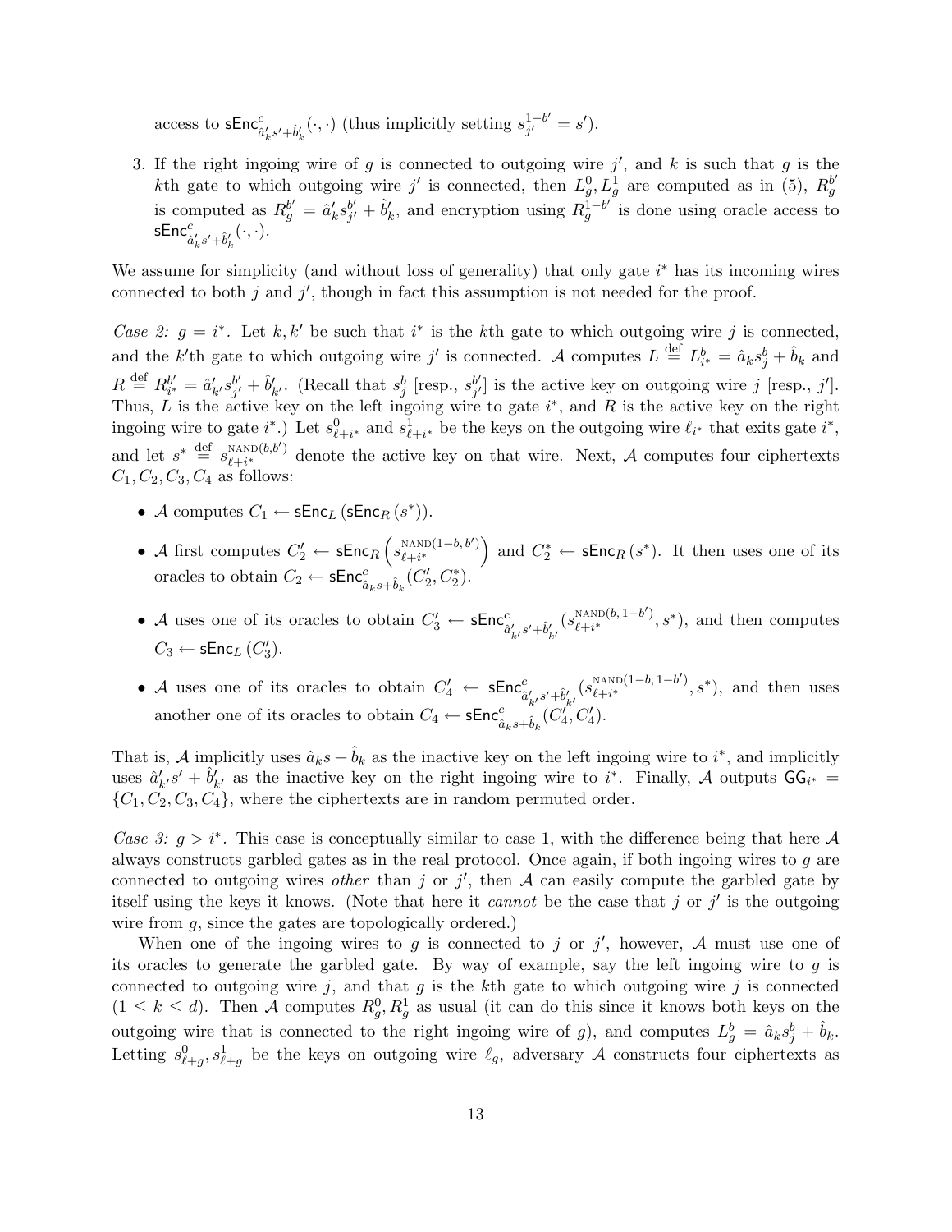access to $\mathsf{sEnc}^c_{\hat{a}'_k s' + \hat{b}'_k}(\cdot,\cdot)$ (thus implicitly setting $s^{1-b'}_{j'} = s'$).

3. If the right ingoing wire of $g$ is connected to outgoing wire $j'$, and $k$ is such that $g$ is the $k$th gate to which outgoing wire $j'$ is connected, then $L^0_g, L^1_g$ are computed as in (5), $R^{b'}_g$ is computed as $R^{b'}_g = \hat{a}'_k s^{b'}_{j'} + \hat{b}'_k$, and encryption using $R^{1-b'}_g$ is done using oracle access to $\mathsf{sEnc}^c_{\hat{a}'_k s' + \hat{b}'_k}(\cdot,\cdot)$.

We assume for simplicity (and without loss of generality) that only gate $i^*$ has its incoming wires connected to both $j$ and $j'$, though in fact this assumption is not needed for the proof.

*Case 2: $g = i^*$.* Let $k, k'$ be such that $i^*$ is the $k$th gate to which outgoing wire $j$ is connected, and the $k'$th gate to which outgoing wire $j'$ is connected. $\mathcal{A}$ computes $L \stackrel{\text{def}}{=} L^b_{i^*} = \hat{a}_k s^b_j + \hat{b}_k$ and $R \stackrel{\text{def}}{=} R^{b'}_{i^*} = \hat{a}'_{k'} s^{b'}_{j'} + \hat{b}'_{k'}$. (Recall that $s^b_j$ [resp., $s^{b'}_{j'}$] is the active key on outgoing wire $j$ [resp., $j'$]. Thus, $L$ is the active key on the left ingoing wire to gate $i^*$, and $R$ is the active key on the right ingoing wire to gate $i^*$.) Let $s^0_{\ell+i^*}$ and $s^1_{\ell+i^*}$ be the keys on the outgoing wire $\ell_{i^*}$ that exits gate $i^*$, and let $s^* \stackrel{\text{def}}{=} s^{\text{NAND}(b,b')}_{\ell+i^*}$ denote the active key on that wire. Next, $\mathcal{A}$ computes four ciphertexts $C_1, C_2, C_3, C_4$ as follows:

- $\mathcal{A}$ computes $C_1 \leftarrow \mathsf{sEnc}_L(\mathsf{sEnc}_R(s^*))$.
- $\mathcal{A}$ first computes $C'_2 \leftarrow \mathsf{sEnc}_R\left(s^{\text{NAND}(1-b,b')}_{\ell+i^*}\right)$ and $C^*_2 \leftarrow \mathsf{sEnc}_R(s^*)$. It then uses one of its oracles to obtain $C_2 \leftarrow \mathsf{sEnc}^c_{\hat{a}_k s + \hat{b}_k}(C'_2, C^*_2)$.
- $\mathcal{A}$ uses one of its oracles to obtain $C'_3 \leftarrow \mathsf{sEnc}^c_{\hat{a}'_{k'} s' + \hat{b}'_{k'}}(s^{\text{NAND}(b,1-b')}_{\ell+i^*}, s^*)$, and then computes $C_3 \leftarrow \mathsf{sEnc}_L(C'_3)$.
- $\mathcal{A}$ uses one of its oracles to obtain $C'_4 \leftarrow \mathsf{sEnc}^c_{\hat{a}'_{k'} s' + \hat{b}'_{k'}}(s^{\text{NAND}(1-b,1-b')}_{\ell+i^*}, s^*)$, and then uses another one of its oracles to obtain $C_4 \leftarrow \mathsf{sEnc}^c_{\hat{a}_k s + \hat{b}_k}(C'_4, C'_4)$.

That is, $\mathcal{A}$ implicitly uses $\hat{a}_k s + \hat{b}_k$ as the inactive key on the left ingoing wire to $i^*$, and implicitly uses $\hat{a}'_{k'} s' + \hat{b}'_{k'}$ as the inactive key on the right ingoing wire to $i^*$. Finally, $\mathcal{A}$ outputs $\mathsf{GG}_{i^*} = \{C_1, C_2, C_3, C_4\}$, where the ciphertexts are in random permuted order.

*Case 3: $g > i^*$.* This case is conceptually similar to case 1, with the difference being that here $\mathcal{A}$ always constructs garbled gates as in the real protocol. Once again, if both ingoing wires to $g$ are connected to outgoing wires *other* than $j$ or $j'$, then $\mathcal{A}$ can easily compute the garbled gate by itself using the keys it knows. (Note that here it *cannot* be the case that $j$ or $j'$ is the outgoing wire from $g$, since the gates are topologically ordered.)

When one of the ingoing wires to $g$ is connected to $j$ or $j'$, however, $\mathcal{A}$ must use one of its oracles to generate the garbled gate. By way of example, say the left ingoing wire to $g$ is connected to outgoing wire $j$, and that $g$ is the $k$th gate to which outgoing wire $j$ is connected ($1 \leq k \leq d$). Then $\mathcal{A}$ computes $R^0_g, R^1_g$ as usual (it can do this since it knows both keys on the outgoing wire that is connected to the right ingoing wire of $g$), and computes $L^b_g = \hat{a}_k s^b_j + \hat{b}_k$. Letting $s^0_{\ell+g}, s^1_{\ell+g}$ be the keys on outgoing wire $\ell_g$, adversary $\mathcal{A}$ constructs four ciphertexts as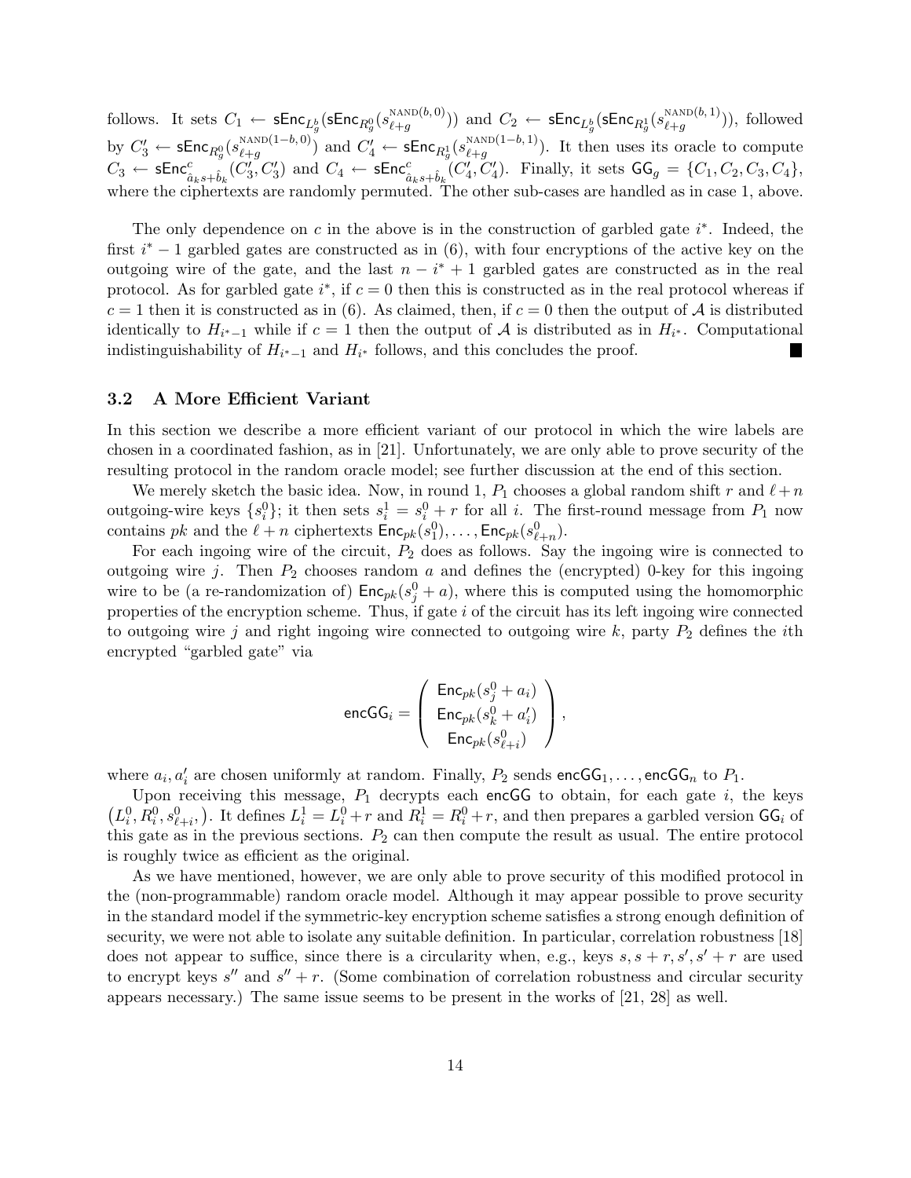follows. It sets $C_1 \leftarrow \mathsf{sEnc}_{L_g^b}(\mathsf{sEnc}_{R_g^0}(s_{\ell+g}^{\text{NAND}(b,0)}))$ and $C_2 \leftarrow \mathsf{sEnc}_{L_g^b}(\mathsf{sEnc}_{R_g^1}(s_{\ell+g}^{\text{NAND}(b,1)}))$, followed by $C_3' \leftarrow \mathsf{sEnc}_{R_g^0}(s_{\ell+g}^{\text{NAND}(1-b,0)})$ and $C_4' \leftarrow \mathsf{sEnc}_{R_g^1}(s_{\ell+g}^{\text{NAND}(1-b,1)})$. It then uses its oracle to compute $C_3 \leftarrow \mathsf{sEnc}^c_{\hat{a}_k s + \hat{b}_k}(C_3', C_3')$ and $C_4 \leftarrow \mathsf{sEnc}^c_{\hat{a}_k s + \hat{b}_k}(C_4', C_4')$. Finally, it sets $\mathsf{GG}_g = \{C_1, C_2, C_3, C_4\}$, where the ciphertexts are randomly permuted. The other sub-cases are handled as in case 1, above.

The only dependence on $c$ in the above is in the construction of garbled gate $i^*$. Indeed, the first $i^* - 1$ garbled gates are constructed as in (6), with four encryptions of the active key on the outgoing wire of the gate, and the last $n - i^* + 1$ garbled gates are constructed as in the real protocol. As for garbled gate $i^*$, if $c = 0$ then this is constructed as in the real protocol whereas if $c = 1$ then it is constructed as in (6). As claimed, then, if $c = 0$ then the output of $\mathcal{A}$ is distributed identically to $H_{i^*-1}$ while if $c = 1$ then the output of $\mathcal{A}$ is distributed as in $H_{i^*}$. Computational indistinguishability of $H_{i^*-1}$ and $H_{i^*}$ follows, and this concludes the proof. ∎

### 3.2 A More Efficient Variant

In this section we describe a more efficient variant of our protocol in which the wire labels are chosen in a coordinated fashion, as in [21]. Unfortunately, we are only able to prove security of the resulting protocol in the random oracle model; see further discussion at the end of this section.

We merely sketch the basic idea. Now, in round 1, $P_1$ chooses a global random shift $r$ and $\ell + n$ outgoing-wire keys $\{s_i^0\}$; it then sets $s_i^1 = s_i^0 + r$ for all $i$. The first-round message from $P_1$ now contains $pk$ and the $\ell + n$ ciphertexts $\mathsf{Enc}_{pk}(s_1^0), \ldots, \mathsf{Enc}_{pk}(s_{\ell+n}^0)$.

For each ingoing wire of the circuit, $P_2$ does as follows. Say the ingoing wire is connected to outgoing wire $j$. Then $P_2$ chooses random $a$ and defines the (encrypted) 0-key for this ingoing wire to be (a re-randomization of) $\mathsf{Enc}_{pk}(s_j^0 + a)$, where this is computed using the homomorphic properties of the encryption scheme. Thus, if gate $i$ of the circuit has its left ingoing wire connected to outgoing wire $j$ and right ingoing wire connected to outgoing wire $k$, party $P_2$ defines the $i$th encrypted "garbled gate" via

$$\mathsf{encGG}_i = \begin{pmatrix} \mathsf{Enc}_{pk}(s_j^0 + a_i) \\ \mathsf{Enc}_{pk}(s_k^0 + a_i') \\ \mathsf{Enc}_{pk}(s_{\ell+i}^0) \end{pmatrix},$$

where $a_i, a_i'$ are chosen uniformly at random. Finally, $P_2$ sends $\mathsf{encGG}_1, \ldots, \mathsf{encGG}_n$ to $P_1$.

Upon receiving this message, $P_1$ decrypts each $\mathsf{encGG}$ to obtain, for each gate $i$, the keys $\left(L_i^0, R_i^0, s_{\ell+i}^0,\right)$. It defines $L_i^1 = L_i^0 + r$ and $R_i^1 = R_i^0 + r$, and then prepares a garbled version $\mathsf{GG}_i$ of this gate as in the previous sections. $P_2$ can then compute the result as usual. The entire protocol is roughly twice as efficient as the original.

As we have mentioned, however, we are only able to prove security of this modified protocol in the (non-programmable) random oracle model. Although it may appear possible to prove security in the standard model if the symmetric-key encryption scheme satisfies a strong enough definition of security, we were not able to isolate any suitable definition. In particular, correlation robustness [18] does not appear to suffice, since there is a circularity when, e.g., keys $s, s + r, s', s' + r$ are used to encrypt keys $s''$ and $s'' + r$. (Some combination of correlation robustness and circular security appears necessary.) The same issue seems to be present in the works of [21, 28] as well.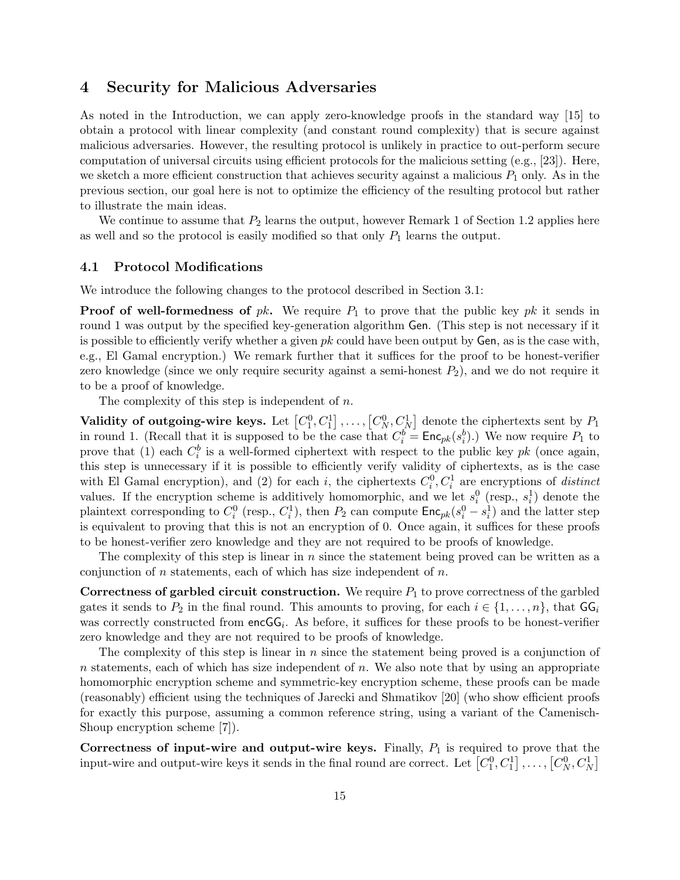## 4 Security for Malicious Adversaries

As noted in the Introduction, we can apply zero-knowledge proofs in the standard way [15] to obtain a protocol with linear complexity (and constant round complexity) that is secure against malicious adversaries. However, the resulting protocol is unlikely in practice to out-perform secure computation of universal circuits using efficient protocols for the malicious setting (e.g., [23]). Here, we sketch a more efficient construction that achieves security against a malicious $P_1$ only. As in the previous section, our goal here is not to optimize the efficiency of the resulting protocol but rather to illustrate the main ideas.

We continue to assume that $P_2$ learns the output, however Remark 1 of Section 1.2 applies here as well and so the protocol is easily modified so that only $P_1$ learns the output.

### 4.1 Protocol Modifications

We introduce the following changes to the protocol described in Section 3.1:

**Proof of well-formedness of $pk$.** We require $P_1$ to prove that the public key $pk$ it sends in round 1 was output by the specified key-generation algorithm $\mathsf{Gen}$. (This step is not necessary if it is possible to efficiently verify whether a given $pk$ could have been output by $\mathsf{Gen}$, as is the case with, e.g., El Gamal encryption.) We remark further that it suffices for the proof to be honest-verifier zero knowledge (since we only require security against a semi-honest $P_2$), and we do not require it to be a proof of knowledge.

The complexity of this step is independent of $n$.

**Validity of outgoing-wire keys.** Let $\left[C_1^0, C_1^1\right], \ldots, \left[C_N^0, C_N^1\right]$ denote the ciphertexts sent by $P_1$ in round 1. (Recall that it is supposed to be the case that $C_i^b = \mathsf{Enc}_{pk}(s_i^b)$.) We now require $P_1$ to prove that (1) each $C_i^b$ is a well-formed ciphertext with respect to the public key $pk$ (once again, this step is unnecessary if it is possible to efficiently verify validity of ciphertexts, as is the case with El Gamal encryption), and (2) for each $i$, the ciphertexts $C_i^0, C_i^1$ are encryptions of *distinct* values. If the encryption scheme is additively homomorphic, and we let $s_i^0$ (resp., $s_i^1$) denote the plaintext corresponding to $C_i^0$ (resp., $C_i^1$), then $P_2$ can compute $\mathsf{Enc}_{pk}(s_i^0 - s_i^1)$ and the latter step is equivalent to proving that this is not an encryption of 0. Once again, it suffices for these proofs to be honest-verifier zero knowledge and they are not required to be proofs of knowledge.

The complexity of this step is linear in $n$ since the statement being proved can be written as a conjunction of $n$ statements, each of which has size independent of $n$.

**Correctness of garbled circuit construction.** We require $P_1$ to prove correctness of the garbled gates it sends to $P_2$ in the final round. This amounts to proving, for each $i \in \{1, \ldots, n\}$, that $\mathsf{GG}_i$ was correctly constructed from $\mathsf{encGG}_i$. As before, it suffices for these proofs to be honest-verifier zero knowledge and they are not required to be proofs of knowledge.

The complexity of this step is linear in $n$ since the statement being proved is a conjunction of $n$ statements, each of which has size independent of $n$. We also note that by using an appropriate homomorphic encryption scheme and symmetric-key encryption scheme, these proofs can be made (reasonably) efficient using the techniques of Jarecki and Shmatikov [20] (who show efficient proofs for exactly this purpose, assuming a common reference string, using a variant of the Camenisch-Shoup encryption scheme [7]).

**Correctness of input-wire and output-wire keys.** Finally, $P_1$ is required to prove that the input-wire and output-wire keys it sends in the final round are correct. Let $\left[C_1^0, C_1^1\right], \ldots, \left[C_N^0, C_N^1\right]$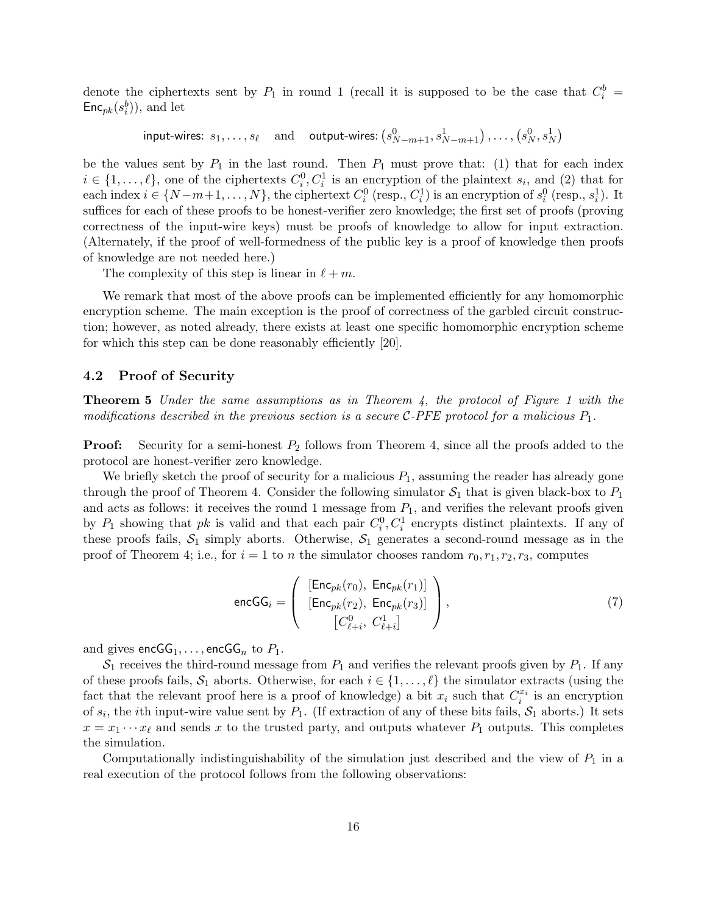denote the ciphertexts sent by $P_1$ in round 1 (recall it is supposed to be the case that $C_i^b = \mathsf{Enc}_{pk}(s_i^b)$), and let

$$\textsf{input-wires: } s_1, \ldots, s_\ell \quad \text{and} \quad \textsf{output-wires: } \left(s_{N-m+1}^0, s_{N-m+1}^1\right), \ldots, \left(s_N^0, s_N^1\right)$$

be the values sent by $P_1$ in the last round. Then $P_1$ must prove that: (1) that for each index $i \in \{1, \ldots, \ell\}$, one of the ciphertexts $C_i^0, C_i^1$ is an encryption of the plaintext $s_i$, and (2) that for each index $i \in \{N-m+1, \ldots, N\}$, the ciphertext $C_i^0$ (resp., $C_i^1$) is an encryption of $s_i^0$ (resp., $s_i^1$). It suffices for each of these proofs to be honest-verifier zero knowledge; the first set of proofs (proving correctness of the input-wire keys) must be proofs of knowledge to allow for input extraction. (Alternately, if the proof of well-formedness of the public key is a proof of knowledge then proofs of knowledge are not needed here.)

The complexity of this step is linear in $\ell + m$.

We remark that most of the above proofs can be implemented efficiently for any homomorphic encryption scheme. The main exception is the proof of correctness of the garbled circuit construction; however, as noted already, there exists at least one specific homomorphic encryption scheme for which this step can be done reasonably efficiently [20].

## 4.2 Proof of Security

**Theorem 5** *Under the same assumptions as in Theorem 4, the protocol of Figure 1 with the modifications described in the previous section is a secure $\mathcal{C}$-PFE protocol for a malicious $P_1$.*

**Proof:** Security for a semi-honest $P_2$ follows from Theorem 4, since all the proofs added to the protocol are honest-verifier zero knowledge.

We briefly sketch the proof of security for a malicious $P_1$, assuming the reader has already gone through the proof of Theorem 4. Consider the following simulator $\mathcal{S}_1$ that is given black-box to $P_1$ and acts as follows: it receives the round 1 message from $P_1$, and verifies the relevant proofs given by $P_1$ showing that $pk$ is valid and that each pair $C_i^0, C_i^1$ encrypts distinct plaintexts. If any of these proofs fails, $\mathcal{S}_1$ simply aborts. Otherwise, $\mathcal{S}_1$ generates a second-round message as in the proof of Theorem 4; i.e., for $i = 1$ to $n$ the simulator chooses random $r_0, r_1, r_2, r_3$, computes

$$\mathsf{encGG}_i = \left( \begin{array}{c} [\mathsf{Enc}_{pk}(r_0),\ \mathsf{Enc}_{pk}(r_1)] \\ [\mathsf{Enc}_{pk}(r_2),\ \mathsf{Enc}_{pk}(r_3)] \\ \left[C_{\ell+i}^0,\ C_{\ell+i}^1\right] \end{array} \right), \tag{7}$$

and gives $\mathsf{encGG}_1, \ldots, \mathsf{encGG}_n$ to $P_1$.

$\mathcal{S}_1$ receives the third-round message from $P_1$ and verifies the relevant proofs given by $P_1$. If any of these proofs fails, $\mathcal{S}_1$ aborts. Otherwise, for each $i \in \{1, \ldots, \ell\}$ the simulator extracts (using the fact that the relevant proof here is a proof of knowledge) a bit $x_i$ such that $C_i^{x_i}$ is an encryption of $s_i$, the $i$th input-wire value sent by $P_1$. (If extraction of any of these bits fails, $\mathcal{S}_1$ aborts.) It sets $x = x_1 \cdots x_\ell$ and sends $x$ to the trusted party, and outputs whatever $P_1$ outputs. This completes the simulation.

Computationally indistinguishability of the simulation just described and the view of $P_1$ in a real execution of the protocol follows from the following observations: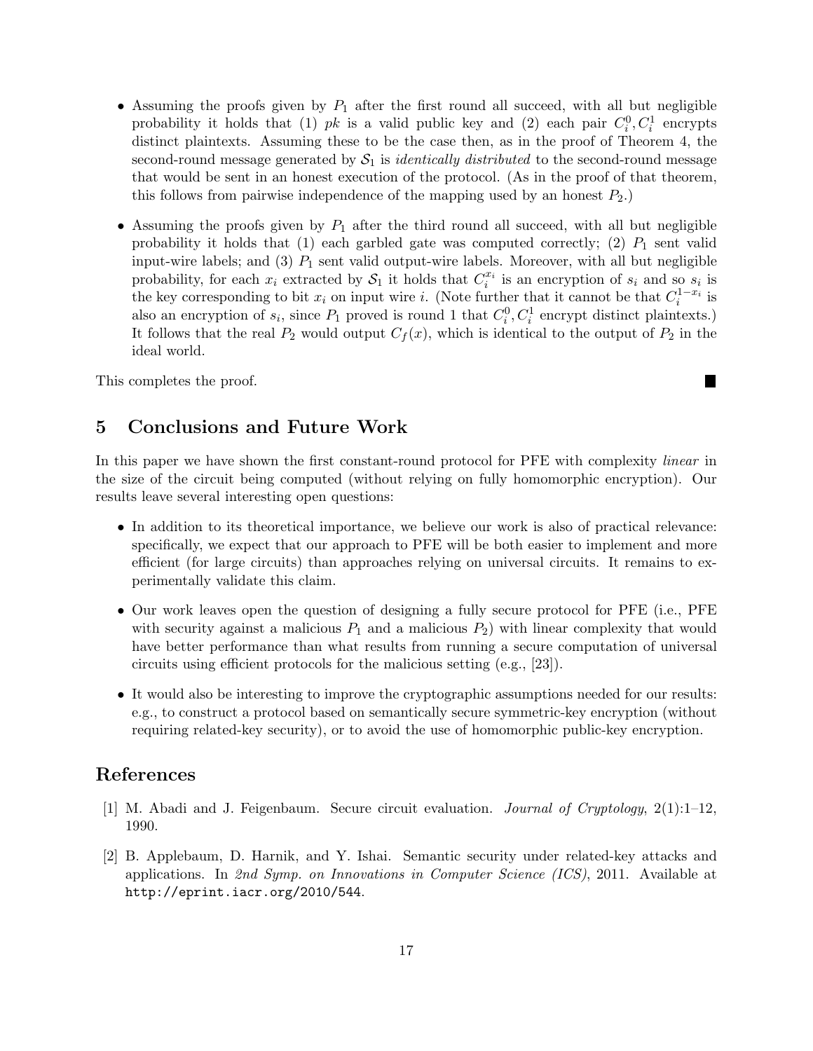- Assuming the proofs given by $P_1$ after the first round all succeed, with all but negligible probability it holds that (1) $pk$ is a valid public key and (2) each pair $C_i^0, C_i^1$ encrypts distinct plaintexts. Assuming these to be the case then, as in the proof of Theorem 4, the second-round message generated by $\mathcal{S}_1$ is *identically distributed* to the second-round message that would be sent in an honest execution of the protocol. (As in the proof of that theorem, this follows from pairwise independence of the mapping used by an honest $P_2$.)

- Assuming the proofs given by $P_1$ after the third round all succeed, with all but negligible probability it holds that (1) each garbled gate was computed correctly; (2) $P_1$ sent valid input-wire labels; and (3) $P_1$ sent valid output-wire labels. Moreover, with all but negligible probability, for each $x_i$ extracted by $\mathcal{S}_1$ it holds that $C_i^{x_i}$ is an encryption of $s_i$ and so $s_i$ is the key corresponding to bit $x_i$ on input wire $i$. (Note further that it cannot be that $C_i^{1-x_i}$ is also an encryption of $s_i$, since $P_1$ proved is round 1 that $C_i^0, C_i^1$ encrypt distinct plaintexts.) It follows that the real $P_2$ would output $C_f(x)$, which is identical to the output of $P_2$ in the ideal world.

This completes the proof. ■

## 5 Conclusions and Future Work

In this paper we have shown the first constant-round protocol for PFE with complexity *linear* in the size of the circuit being computed (without relying on fully homomorphic encryption). Our results leave several interesting open questions:

- In addition to its theoretical importance, we believe our work is also of practical relevance: specifically, we expect that our approach to PFE will be both easier to implement and more efficient (for large circuits) than approaches relying on universal circuits. It remains to experimentally validate this claim.

- Our work leaves open the question of designing a fully secure protocol for PFE (i.e., PFE with security against a malicious $P_1$ and a malicious $P_2$) with linear complexity that would have better performance than what results from running a secure computation of universal circuits using efficient protocols for the malicious setting (e.g., [23]).

- It would also be interesting to improve the cryptographic assumptions needed for our results: e.g., to construct a protocol based on semantically secure symmetric-key encryption (without requiring related-key security), or to avoid the use of homomorphic public-key encryption.

## References

[1] M. Abadi and J. Feigenbaum. Secure circuit evaluation. *Journal of Cryptology*, 2(1):1–12, 1990.

[2] B. Applebaum, D. Harnik, and Y. Ishai. Semantic security under related-key attacks and applications. In *2nd Symp. on Innovations in Computer Science (ICS)*, 2011. Available at http://eprint.iacr.org/2010/544.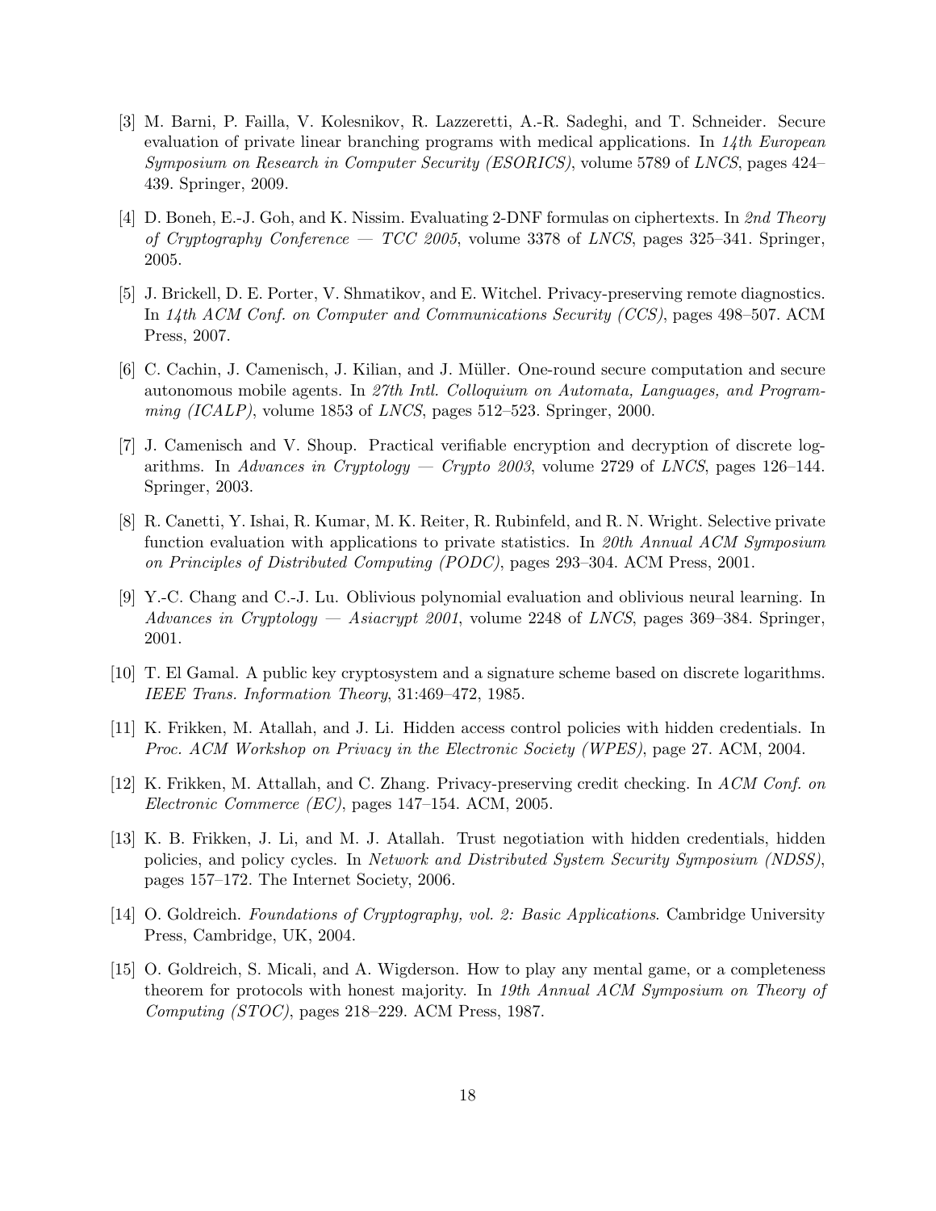[3] M. Barni, P. Failla, V. Kolesnikov, R. Lazzeretti, A.-R. Sadeghi, and T. Schneider. Secure evaluation of private linear branching programs with medical applications. In *14th European Symposium on Research in Computer Security (ESORICS)*, volume 5789 of *LNCS*, pages 424–439. Springer, 2009.

[4] D. Boneh, E.-J. Goh, and K. Nissim. Evaluating 2-DNF formulas on ciphertexts. In *2nd Theory of Cryptography Conference — TCC 2005*, volume 3378 of *LNCS*, pages 325–341. Springer, 2005.

[5] J. Brickell, D. E. Porter, V. Shmatikov, and E. Witchel. Privacy-preserving remote diagnostics. In *14th ACM Conf. on Computer and Communications Security (CCS)*, pages 498–507. ACM Press, 2007.

[6] C. Cachin, J. Camenisch, J. Kilian, and J. Müller. One-round secure computation and secure autonomous mobile agents. In *27th Intl. Colloquium on Automata, Languages, and Programming (ICALP)*, volume 1853 of *LNCS*, pages 512–523. Springer, 2000.

[7] J. Camenisch and V. Shoup. Practical verifiable encryption and decryption of discrete logarithms. In *Advances in Cryptology — Crypto 2003*, volume 2729 of *LNCS*, pages 126–144. Springer, 2003.

[8] R. Canetti, Y. Ishai, R. Kumar, M. K. Reiter, R. Rubinfeld, and R. N. Wright. Selective private function evaluation with applications to private statistics. In *20th Annual ACM Symposium on Principles of Distributed Computing (PODC)*, pages 293–304. ACM Press, 2001.

[9] Y.-C. Chang and C.-J. Lu. Oblivious polynomial evaluation and oblivious neural learning. In *Advances in Cryptology — Asiacrypt 2001*, volume 2248 of *LNCS*, pages 369–384. Springer, 2001.

[10] T. El Gamal. A public key cryptosystem and a signature scheme based on discrete logarithms. *IEEE Trans. Information Theory*, 31:469–472, 1985.

[11] K. Frikken, M. Atallah, and J. Li. Hidden access control policies with hidden credentials. In *Proc. ACM Workshop on Privacy in the Electronic Society (WPES)*, page 27. ACM, 2004.

[12] K. Frikken, M. Attallah, and C. Zhang. Privacy-preserving credit checking. In *ACM Conf. on Electronic Commerce (EC)*, pages 147–154. ACM, 2005.

[13] K. B. Frikken, J. Li, and M. J. Atallah. Trust negotiation with hidden credentials, hidden policies, and policy cycles. In *Network and Distributed System Security Symposium (NDSS)*, pages 157–172. The Internet Society, 2006.

[14] O. Goldreich. *Foundations of Cryptography, vol. 2: Basic Applications*. Cambridge University Press, Cambridge, UK, 2004.

[15] O. Goldreich, S. Micali, and A. Wigderson. How to play any mental game, or a completeness theorem for protocols with honest majority. In *19th Annual ACM Symposium on Theory of Computing (STOC)*, pages 218–229. ACM Press, 1987.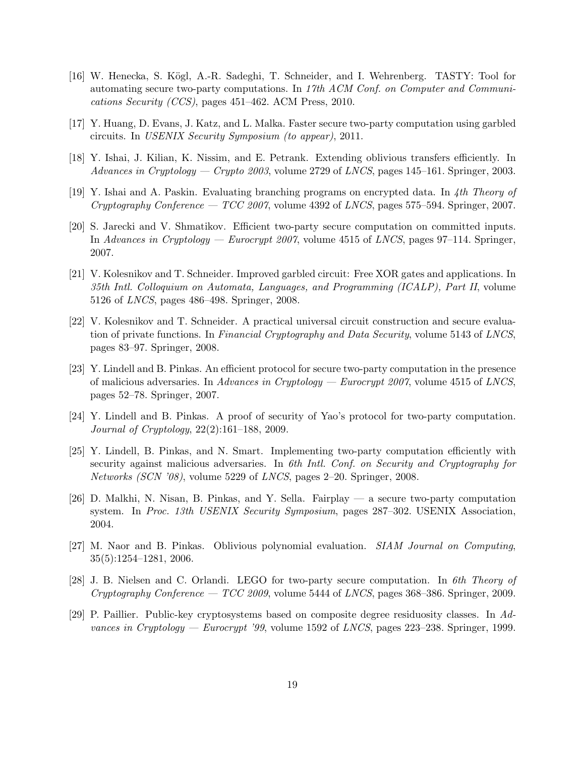[16] W. Henecka, S. Kögl, A.-R. Sadeghi, T. Schneider, and I. Wehrenberg. TASTY: Tool for automating secure two-party computations. In *17th ACM Conf. on Computer and Communications Security (CCS)*, pages 451–462. ACM Press, 2010.

[17] Y. Huang, D. Evans, J. Katz, and L. Malka. Faster secure two-party computation using garbled circuits. In *USENIX Security Symposium (to appear)*, 2011.

[18] Y. Ishai, J. Kilian, K. Nissim, and E. Petrank. Extending oblivious transfers efficiently. In *Advances in Cryptology — Crypto 2003*, volume 2729 of *LNCS*, pages 145–161. Springer, 2003.

[19] Y. Ishai and A. Paskin. Evaluating branching programs on encrypted data. In *4th Theory of Cryptography Conference — TCC 2007*, volume 4392 of *LNCS*, pages 575–594. Springer, 2007.

[20] S. Jarecki and V. Shmatikov. Efficient two-party secure computation on committed inputs. In *Advances in Cryptology — Eurocrypt 2007*, volume 4515 of *LNCS*, pages 97–114. Springer, 2007.

[21] V. Kolesnikov and T. Schneider. Improved garbled circuit: Free XOR gates and applications. In *35th Intl. Colloquium on Automata, Languages, and Programming (ICALP), Part II*, volume 5126 of *LNCS*, pages 486–498. Springer, 2008.

[22] V. Kolesnikov and T. Schneider. A practical universal circuit construction and secure evaluation of private functions. In *Financial Cryptography and Data Security*, volume 5143 of *LNCS*, pages 83–97. Springer, 2008.

[23] Y. Lindell and B. Pinkas. An efficient protocol for secure two-party computation in the presence of malicious adversaries. In *Advances in Cryptology — Eurocrypt 2007*, volume 4515 of *LNCS*, pages 52–78. Springer, 2007.

[24] Y. Lindell and B. Pinkas. A proof of security of Yao's protocol for two-party computation. *Journal of Cryptology*, 22(2):161–188, 2009.

[25] Y. Lindell, B. Pinkas, and N. Smart. Implementing two-party computation efficiently with security against malicious adversaries. In *6th Intl. Conf. on Security and Cryptography for Networks (SCN '08)*, volume 5229 of *LNCS*, pages 2–20. Springer, 2008.

[26] D. Malkhi, N. Nisan, B. Pinkas, and Y. Sella. Fairplay — a secure two-party computation system. In *Proc. 13th USENIX Security Symposium*, pages 287–302. USENIX Association, 2004.

[27] M. Naor and B. Pinkas. Oblivious polynomial evaluation. *SIAM Journal on Computing*, 35(5):1254–1281, 2006.

[28] J. B. Nielsen and C. Orlandi. LEGO for two-party secure computation. In *6th Theory of Cryptography Conference — TCC 2009*, volume 5444 of *LNCS*, pages 368–386. Springer, 2009.

[29] P. Paillier. Public-key cryptosystems based on composite degree residuosity classes. In *Advances in Cryptology — Eurocrypt '99*, volume 1592 of *LNCS*, pages 223–238. Springer, 1999.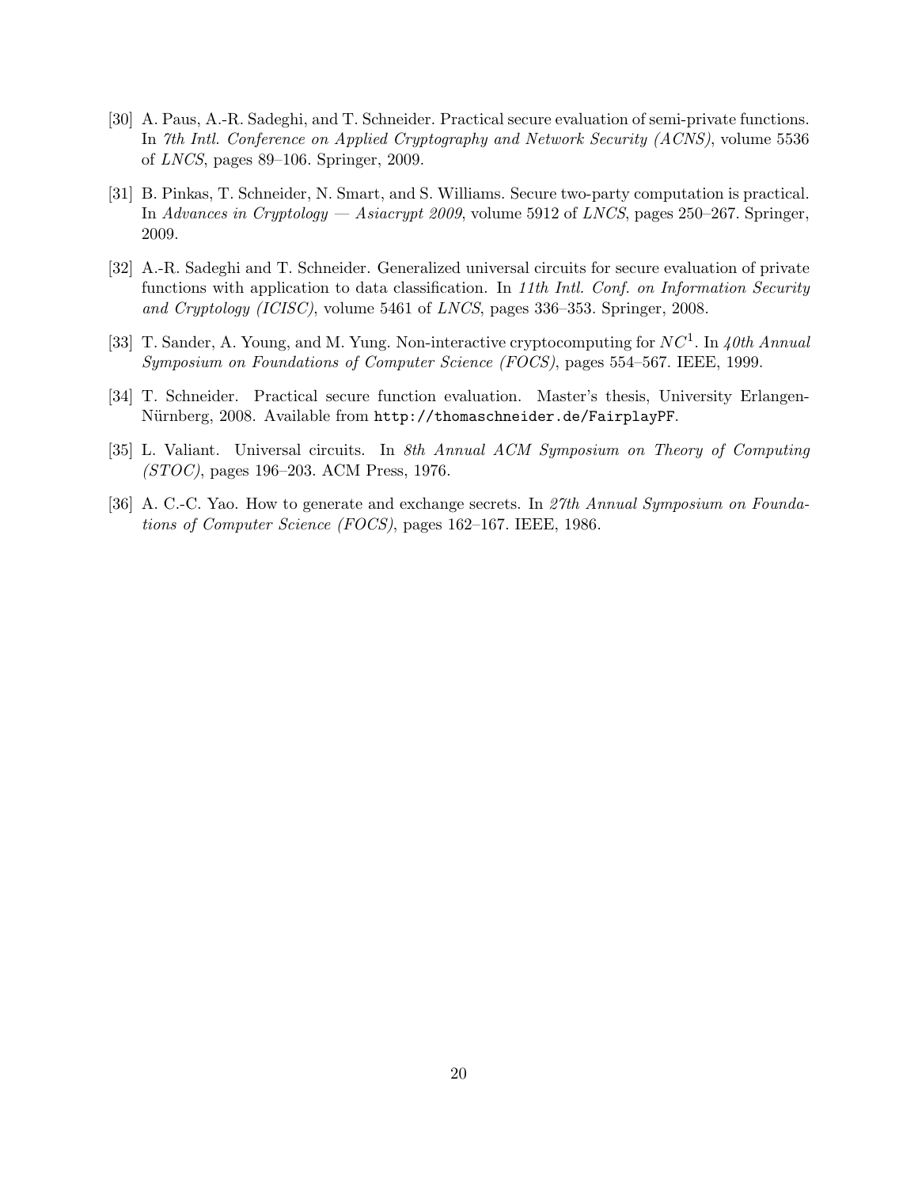[30] A. Paus, A.-R. Sadeghi, and T. Schneider. Practical secure evaluation of semi-private functions. In *7th Intl. Conference on Applied Cryptography and Network Security (ACNS)*, volume 5536 of *LNCS*, pages 89–106. Springer, 2009.

[31] B. Pinkas, T. Schneider, N. Smart, and S. Williams. Secure two-party computation is practical. In *Advances in Cryptology — Asiacrypt 2009*, volume 5912 of *LNCS*, pages 250–267. Springer, 2009.

[32] A.-R. Sadeghi and T. Schneider. Generalized universal circuits for secure evaluation of private functions with application to data classification. In *11th Intl. Conf. on Information Security and Cryptology (ICISC)*, volume 5461 of *LNCS*, pages 336–353. Springer, 2008.

[33] T. Sander, A. Young, and M. Yung. Non-interactive cryptocomputing for $NC^1$. In *40th Annual Symposium on Foundations of Computer Science (FOCS)*, pages 554–567. IEEE, 1999.

[34] T. Schneider. Practical secure function evaluation. Master's thesis, University Erlangen-Nürnberg, 2008. Available from `http://thomaschneider.de/FairplayPF`.

[35] L. Valiant. Universal circuits. In *8th Annual ACM Symposium on Theory of Computing (STOC)*, pages 196–203. ACM Press, 1976.

[36] A. C.-C. Yao. How to generate and exchange secrets. In *27th Annual Symposium on Foundations of Computer Science (FOCS)*, pages 162–167. IEEE, 1986.